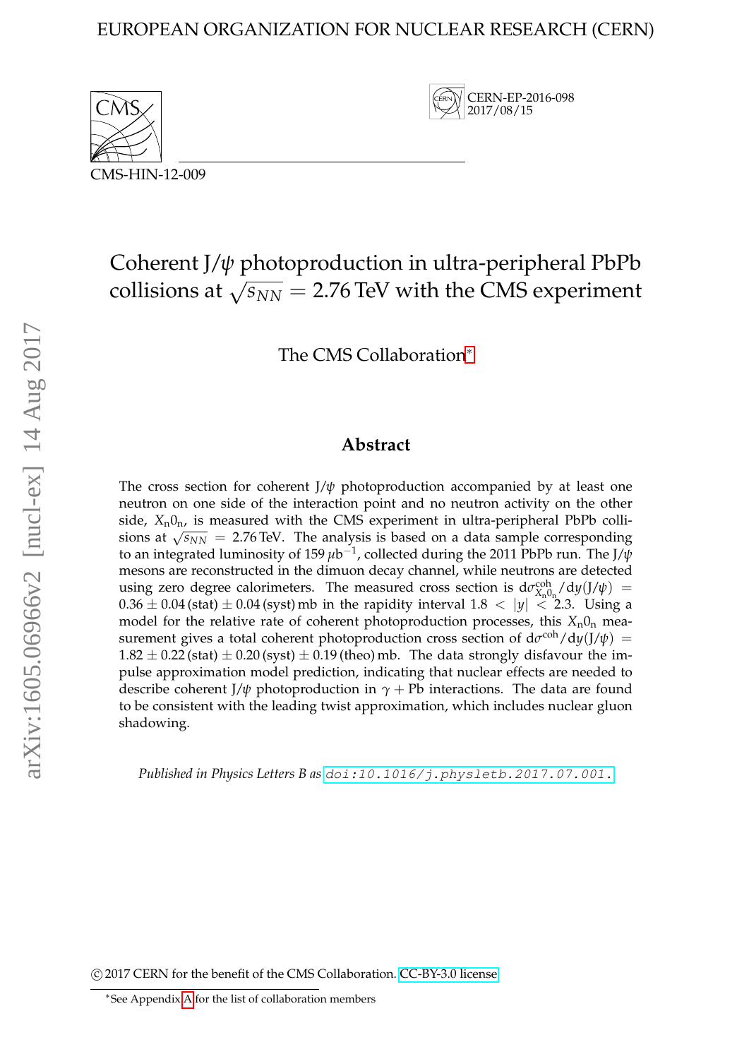EUROPEAN ORGANIZATION FOR NUCLEAR RESEARCH (CERN)

CERN-EP-2016-098
2017/08/15

CMS-HIN-12-009

# Coherent J/$\psi$ photoproduction in ultra-peripheral PbPb collisions at $\sqrt{s_{NN}} = 2.76$ TeV with the CMS experiment

The CMS Collaboration[*]

## Abstract

The cross section for coherent J/$\psi$ photoproduction accompanied by at least one neutron on one side of the interaction point and no neutron activity on the other side, $X_n 0_n$, is measured with the CMS experiment in ultra-peripheral PbPb collisions at $\sqrt{s_{NN}} = 2.76$ TeV. The analysis is based on a data sample corresponding to an integrated luminosity of 159 $\mu$b$^{-1}$, collected during the 2011 PbPb run. The J/$\psi$ mesons are reconstructed in the dimuon decay channel, while neutrons are detected using zero degree calorimeters. The measured cross section is $d\sigma^{coh}_{X_n 0_n}/dy(J/\psi) = 0.36 \pm 0.04\,(\text{stat}) \pm 0.04\,(\text{syst})$ mb in the rapidity interval $1.8 < |y| < 2.3$. Using a model for the relative rate of coherent photoproduction processes, this $X_n 0_n$ measurement gives a total coherent photoproduction cross section of $d\sigma^{coh}/dy(J/\psi) = 1.82 \pm 0.22\,(\text{stat}) \pm 0.20\,(\text{syst}) \pm 0.19\,(\text{theo})$ mb. The data strongly disfavour the impulse approximation model prediction, indicating that nuclear effects are needed to describe coherent J/$\psi$ photoproduction in $\gamma + \text{Pb}$ interactions. The data are found to be consistent with the leading twist approximation, which includes nuclear gluon shadowing.

*Published in Physics Letters B as* doi:10.1016/j.physletb.2017.07.001.

© 2017 CERN for the benefit of the CMS Collaboration. CC-BY-3.0 license

[*]See Appendix A for the list of collaboration members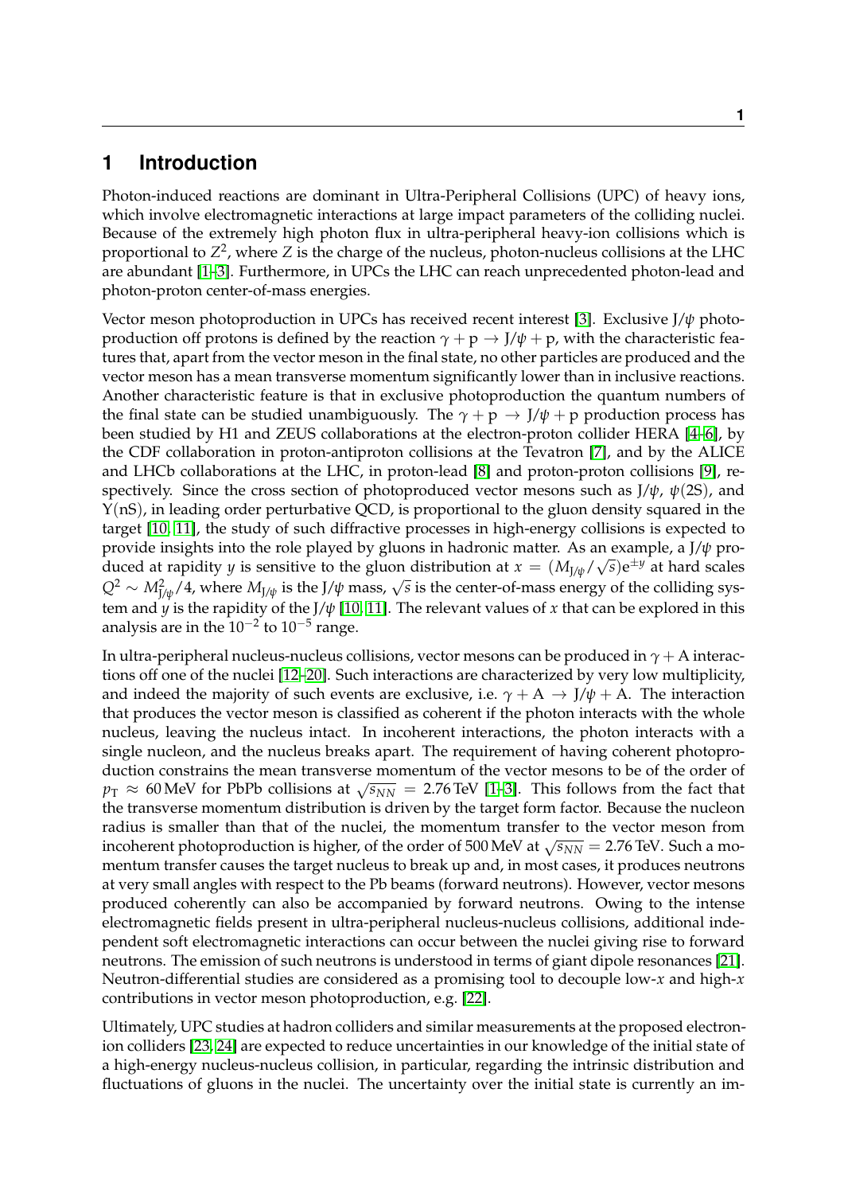# 1 Introduction

Photon-induced reactions are dominant in Ultra-Peripheral Collisions (UPC) of heavy ions, which involve electromagnetic interactions at large impact parameters of the colliding nuclei. Because of the extremely high photon flux in ultra-peripheral heavy-ion collisions which is proportional to $Z^2$, where $Z$ is the charge of the nucleus, photon-nucleus collisions at the LHC are abundant [1–3]. Furthermore, in UPCs the LHC can reach unprecedented photon-lead and photon-proton center-of-mass energies.

Vector meson photoproduction in UPCs has received recent interest [3]. Exclusive J/$\psi$ photoproduction off protons is defined by the reaction $\gamma + \mathrm{p} \rightarrow \mathrm{J}/\psi + \mathrm{p}$, with the characteristic features that, apart from the vector meson in the final state, no other particles are produced and the vector meson has a mean transverse momentum significantly lower than in inclusive reactions. Another characteristic feature is that in exclusive photoproduction the quantum numbers of the final state can be studied unambiguously. The $\gamma + \mathrm{p} \rightarrow \mathrm{J}/\psi + \mathrm{p}$ production process has been studied by H1 and ZEUS collaborations at the electron-proton collider HERA [4–6], by the CDF collaboration in proton-antiproton collisions at the Tevatron [7], and by the ALICE and LHCb collaborations at the LHC, in proton-lead [8] and proton-proton collisions [9], respectively. Since the cross section of photoproduced vector mesons such as J/$\psi$, $\psi$(2S), and $\Upsilon$(nS), in leading order perturbative QCD, is proportional to the gluon density squared in the target [10, 11], the study of such diffractive processes in high-energy collisions is expected to provide insights into the role played by gluons in hadronic matter. As an example, a J/$\psi$ produced at rapidity $y$ is sensitive to the gluon distribution at $x = (M_{\mathrm{J}/\psi}/\sqrt{s})\mathrm{e}^{\pm y}$ at hard scales $Q^2 \sim M^2_{\mathrm{J}/\psi}/4$, where $M_{\mathrm{J}/\psi}$ is the J/$\psi$ mass, $\sqrt{s}$ is the center-of-mass energy of the colliding system and $y$ is the rapidity of the J/$\psi$ [10, 11]. The relevant values of $x$ that can be explored in this analysis are in the $10^{-2}$ to $10^{-5}$ range.

In ultra-peripheral nucleus-nucleus collisions, vector mesons can be produced in $\gamma + \mathrm{A}$ interactions off one of the nuclei [12–20]. Such interactions are characterized by very low multiplicity, and indeed the majority of such events are exclusive, i.e. $\gamma + \mathrm{A} \rightarrow \mathrm{J}/\psi + \mathrm{A}$. The interaction that produces the vector meson is classified as coherent if the photon interacts with the whole nucleus, leaving the nucleus intact. In incoherent interactions, the photon interacts with a single nucleon, and the nucleus breaks apart. The requirement of having coherent photoproduction constrains the mean transverse momentum of the vector mesons to be of the order of $p_{\mathrm{T}} \approx 60\,\mathrm{MeV}$ for PbPb collisions at $\sqrt{s_{NN}} = 2.76\,\mathrm{TeV}$ [1–3]. This follows from the fact that the transverse momentum distribution is driven by the target form factor. Because the nucleon radius is smaller than that of the nuclei, the momentum transfer to the vector meson from incoherent photoproduction is higher, of the order of 500 MeV at $\sqrt{s_{NN}} = 2.76\,\mathrm{TeV}$. Such a momentum transfer causes the target nucleus to break up and, in most cases, it produces neutrons at very small angles with respect to the Pb beams (forward neutrons). However, vector mesons produced coherently can also be accompanied by forward neutrons. Owing to the intense electromagnetic fields present in ultra-peripheral nucleus-nucleus collisions, additional independent soft electromagnetic interactions can occur between the nuclei giving rise to forward neutrons. The emission of such neutrons is understood in terms of giant dipole resonances [21]. Neutron-differential studies are considered as a promising tool to decouple low-$x$ and high-$x$ contributions in vector meson photoproduction, e.g. [22].

Ultimately, UPC studies at hadron colliders and similar measurements at the proposed electron-ion colliders [23, 24] are expected to reduce uncertainties in our knowledge of the initial state of a high-energy nucleus-nucleus collision, in particular, regarding the intrinsic distribution and fluctuations of gluons in the nuclei. The uncertainty over the initial state is currently an im-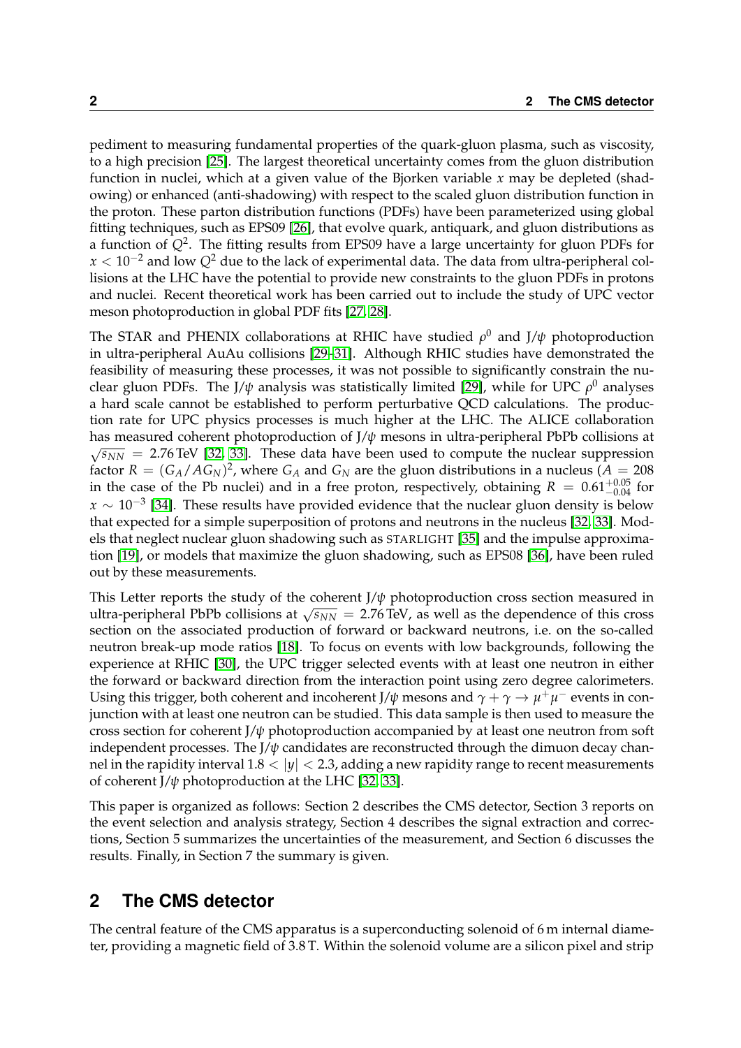pediment to measuring fundamental properties of the quark-gluon plasma, such as viscosity, to a high precision [25]. The largest theoretical uncertainty comes from the gluon distribution function in nuclei, which at a given value of the Bjorken variable $x$ may be depleted (shadowing) or enhanced (anti-shadowing) with respect to the scaled gluon distribution function in the proton. These parton distribution functions (PDFs) have been parameterized using global fitting techniques, such as EPS09 [26], that evolve quark, antiquark, and gluon distributions as a function of $Q^2$. The fitting results from EPS09 have a large uncertainty for gluon PDFs for $x < 10^{-2}$ and low $Q^2$ due to the lack of experimental data. The data from ultra-peripheral collisions at the LHC have the potential to provide new constraints to the gluon PDFs in protons and nuclei. Recent theoretical work has been carried out to include the study of UPC vector meson photoproduction in global PDF fits [27, 28].

The STAR and PHENIX collaborations at RHIC have studied $\rho^0$ and J/$\psi$ photoproduction in ultra-peripheral AuAu collisions [29–31]. Although RHIC studies have demonstrated the feasibility of measuring these processes, it was not possible to significantly constrain the nuclear gluon PDFs. The J/$\psi$ analysis was statistically limited [29], while for UPC $\rho^0$ analyses a hard scale cannot be established to perform perturbative QCD calculations. The production rate for UPC physics processes is much higher at the LHC. The ALICE collaboration has measured coherent photoproduction of J/$\psi$ mesons in ultra-peripheral PbPb collisions at $\sqrt{s_{NN}} = 2.76\,\text{TeV}$ [32, 33]. These data have been used to compute the nuclear suppression factor $R = (G_A/AG_N)^2$, where $G_A$ and $G_N$ are the gluon distributions in a nucleus ($A = 208$ in the case of the Pb nuclei) and in a free proton, respectively, obtaining $R = 0.61^{+0.05}_{-0.04}$ for $x \sim 10^{-3}$ [34]. These results have provided evidence that the nuclear gluon density is below that expected for a simple superposition of protons and neutrons in the nucleus [32, 33]. Models that neglect nuclear gluon shadowing such as STARLIGHT [35] and the impulse approximation [19], or models that maximize the gluon shadowing, such as EPS08 [36], have been ruled out by these measurements.

This Letter reports the study of the coherent J/$\psi$ photoproduction cross section measured in ultra-peripheral PbPb collisions at $\sqrt{s_{NN}} = 2.76\,\text{TeV}$, as well as the dependence of this cross section on the associated production of forward or backward neutrons, i.e. on the so-called neutron break-up mode ratios [18]. To focus on events with low backgrounds, following the experience at RHIC [30], the UPC trigger selected events with at least one neutron in either the forward or backward direction from the interaction point using zero degree calorimeters. Using this trigger, both coherent and incoherent J/$\psi$ mesons and $\gamma + \gamma \to \mu^+\mu^-$ events in conjunction with at least one neutron can be studied. This data sample is then used to measure the cross section for coherent J/$\psi$ photoproduction accompanied by at least one neutron from soft independent processes. The J/$\psi$ candidates are reconstructed through the dimuon decay channel in the rapidity interval $1.8 < |y| < 2.3$, adding a new rapidity range to recent measurements of coherent J/$\psi$ photoproduction at the LHC [32, 33].

This paper is organized as follows: Section 2 describes the CMS detector, Section 3 reports on the event selection and analysis strategy, Section 4 describes the signal extraction and corrections, Section 5 summarizes the uncertainties of the measurement, and Section 6 discusses the results. Finally, in Section 7 the summary is given.

## 2 The CMS detector

The central feature of the CMS apparatus is a superconducting solenoid of 6 m internal diameter, providing a magnetic field of 3.8 T. Within the solenoid volume are a silicon pixel and strip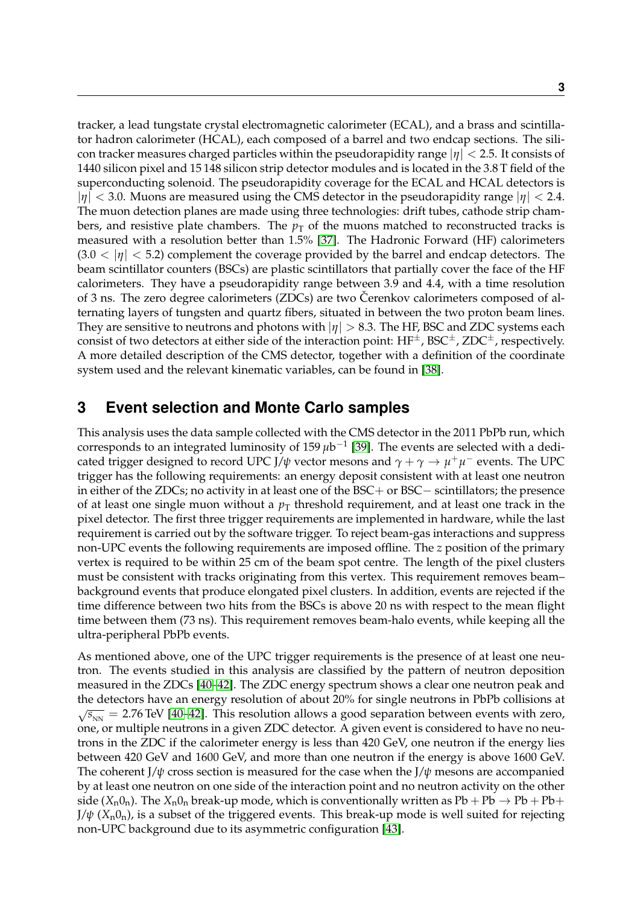tracker, a lead tungstate crystal electromagnetic calorimeter (ECAL), and a brass and scintillator hadron calorimeter (HCAL), each composed of a barrel and two endcap sections. The silicon tracker measures charged particles within the pseudorapidity range $|\eta| < 2.5$. It consists of 1440 silicon pixel and 15 148 silicon strip detector modules and is located in the 3.8 T field of the superconducting solenoid. The pseudorapidity coverage for the ECAL and HCAL detectors is $|\eta| < 3.0$. Muons are measured using the CMS detector in the pseudorapidity range $|\eta| < 2.4$. The muon detection planes are made using three technologies: drift tubes, cathode strip chambers, and resistive plate chambers. The $p_T$ of the muons matched to reconstructed tracks is measured with a resolution better than 1.5% [37]. The Hadronic Forward (HF) calorimeters ($3.0 < |\eta| < 5.2$) complement the coverage provided by the barrel and endcap detectors. The beam scintillator counters (BSCs) are plastic scintillators that partially cover the face of the HF calorimeters. They have a pseudorapidity range between 3.9 and 4.4, with a time resolution of 3 ns. The zero degree calorimeters (ZDCs) are two Čerenkov calorimeters composed of alternating layers of tungsten and quartz fibers, situated in between the two proton beam lines. They are sensitive to neutrons and photons with $|\eta| > 8.3$. The HF, BSC and ZDC systems each consist of two detectors at either side of the interaction point: $HF^{\pm}$, $BSC^{\pm}$, $ZDC^{\pm}$, respectively. A more detailed description of the CMS detector, together with a definition of the coordinate system used and the relevant kinematic variables, can be found in [38].

## 3 Event selection and Monte Carlo samples

This analysis uses the data sample collected with the CMS detector in the 2011 PbPb run, which corresponds to an integrated luminosity of 159 $\mu b^{-1}$ [39]. The events are selected with a dedicated trigger designed to record UPC J/$\psi$ vector mesons and $\gamma + \gamma \to \mu^+\mu^-$ events. The UPC trigger has the following requirements: an energy deposit consistent with at least one neutron in either of the ZDCs; no activity in at least one of the BSC+ or BSC− scintillators; the presence of at least one single muon without a $p_T$ threshold requirement, and at least one track in the pixel detector. The first three trigger requirements are implemented in hardware, while the last requirement is carried out by the software trigger. To reject beam-gas interactions and suppress non-UPC events the following requirements are imposed offline. The $z$ position of the primary vertex is required to be within 25 cm of the beam spot centre. The length of the pixel clusters must be consistent with tracks originating from this vertex. This requirement removes beam–background events that produce elongated pixel clusters. In addition, events are rejected if the time difference between two hits from the BSCs is above 20 ns with respect to the mean flight time between them (73 ns). This requirement removes beam-halo events, while keeping all the ultra-peripheral PbPb events.

As mentioned above, one of the UPC trigger requirements is the presence of at least one neutron. The events studied in this analysis are classified by the pattern of neutron deposition measured in the ZDCs [40–42]. The ZDC energy spectrum shows a clear one neutron peak and the detectors have an energy resolution of about 20% for single neutrons in PbPb collisions at $\sqrt{s_{NN}} = 2.76$ TeV [40–42]. This resolution allows a good separation between events with zero, one, or multiple neutrons in a given ZDC detector. A given event is considered to have no neutrons in the ZDC if the calorimeter energy is less than 420 GeV, one neutron if the energy lies between 420 GeV and 1600 GeV, and more than one neutron if the energy is above 1600 GeV. The coherent J/$\psi$ cross section is measured for the case when the J/$\psi$ mesons are accompanied by at least one neutron on one side of the interaction point and no neutron activity on the other side ($X_n 0_n$). The $X_n 0_n$ break-up mode, which is conventionally written as $\mathrm{Pb} + \mathrm{Pb} \to \mathrm{Pb} + \mathrm{Pb} +$ J/$\psi$ ($X_n 0_n$), is a subset of the triggered events. This break-up mode is well suited for rejecting non-UPC background due to its asymmetric configuration [43].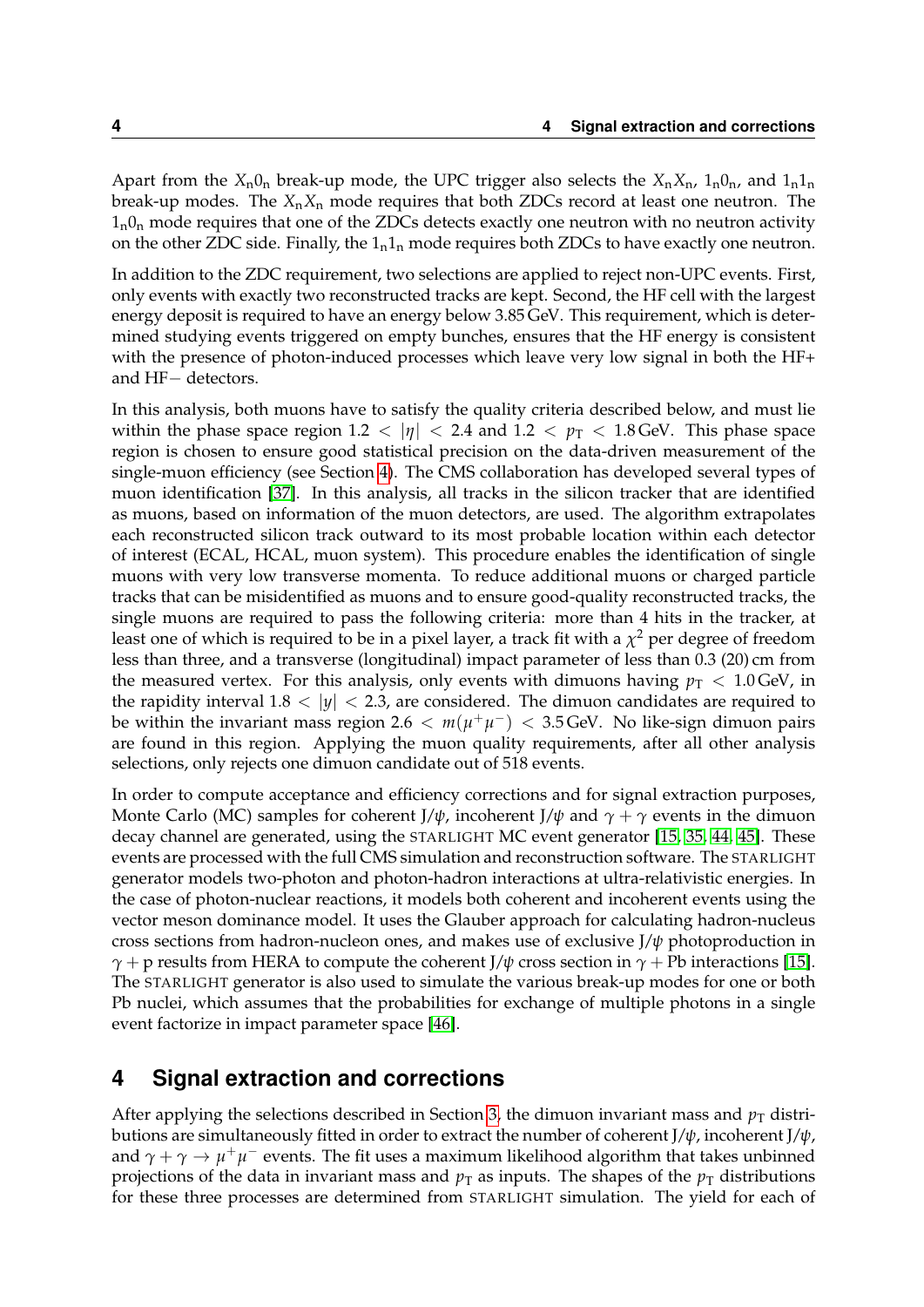Apart from the $X_n0_n$ break-up mode, the UPC trigger also selects the $X_nX_n$, $1_n0_n$, and $1_n1_n$ break-up modes. The $X_nX_n$ mode requires that both ZDCs record at least one neutron. The $1_n0_n$ mode requires that one of the ZDCs detects exactly one neutron with no neutron activity on the other ZDC side. Finally, the $1_n1_n$ mode requires both ZDCs to have exactly one neutron.

In addition to the ZDC requirement, two selections are applied to reject non-UPC events. First, only events with exactly two reconstructed tracks are kept. Second, the HF cell with the largest energy deposit is required to have an energy below 3.85 GeV. This requirement, which is determined studying events triggered on empty bunches, ensures that the HF energy is consistent with the presence of photon-induced processes which leave very low signal in both the HF+ and HF− detectors.

In this analysis, both muons have to satisfy the quality criteria described below, and must lie within the phase space region $1.2 < |\eta| < 2.4$ and $1.2 < p_T < 1.8$ GeV. This phase space region is chosen to ensure good statistical precision on the data-driven measurement of the single-muon efficiency (see Section 4). The CMS collaboration has developed several types of muon identification [37]. In this analysis, all tracks in the silicon tracker that are identified as muons, based on information of the muon detectors, are used. The algorithm extrapolates each reconstructed silicon track outward to its most probable location within each detector of interest (ECAL, HCAL, muon system). This procedure enables the identification of single muons with very low transverse momenta. To reduce additional muons or charged particle tracks that can be misidentified as muons and to ensure good-quality reconstructed tracks, the single muons are required to pass the following criteria: more than 4 hits in the tracker, at least one of which is required to be in a pixel layer, a track fit with a $\chi^2$ per degree of freedom less than three, and a transverse (longitudinal) impact parameter of less than 0.3 (20) cm from the measured vertex. For this analysis, only events with dimuons having $p_T < 1.0$ GeV, in the rapidity interval $1.8 < |y| < 2.3$, are considered. The dimuon candidates are required to be within the invariant mass region $2.6 < m(\mu^+\mu^-) < 3.5$ GeV. No like-sign dimuon pairs are found in this region. Applying the muon quality requirements, after all other analysis selections, only rejects one dimuon candidate out of 518 events.

In order to compute acceptance and efficiency corrections and for signal extraction purposes, Monte Carlo (MC) samples for coherent J/$\psi$, incoherent J/$\psi$ and $\gamma + \gamma$ events in the dimuon decay channel are generated, using the STARLIGHT MC event generator [15, 35, 44, 45]. These events are processed with the full CMS simulation and reconstruction software. The STARLIGHT generator models two-photon and photon-hadron interactions at ultra-relativistic energies. In the case of photon-nuclear reactions, it models both coherent and incoherent events using the vector meson dominance model. It uses the Glauber approach for calculating hadron-nucleus cross sections from hadron-nucleon ones, and makes use of exclusive J/$\psi$ photoproduction in $\gamma + \text{p}$ results from HERA to compute the coherent J/$\psi$ cross section in $\gamma + \text{Pb}$ interactions [15]. The STARLIGHT generator is also used to simulate the various break-up modes for one or both Pb nuclei, which assumes that the probabilities for exchange of multiple photons in a single event factorize in impact parameter space [46].

# 4 Signal extraction and corrections

After applying the selections described in Section 3, the dimuon invariant mass and $p_T$ distributions are simultaneously fitted in order to extract the number of coherent J/$\psi$, incoherent J/$\psi$, and $\gamma + \gamma \rightarrow \mu^+\mu^-$ events. The fit uses a maximum likelihood algorithm that takes unbinned projections of the data in invariant mass and $p_T$ as inputs. The shapes of the $p_T$ distributions for these three processes are determined from STARLIGHT simulation. The yield for each of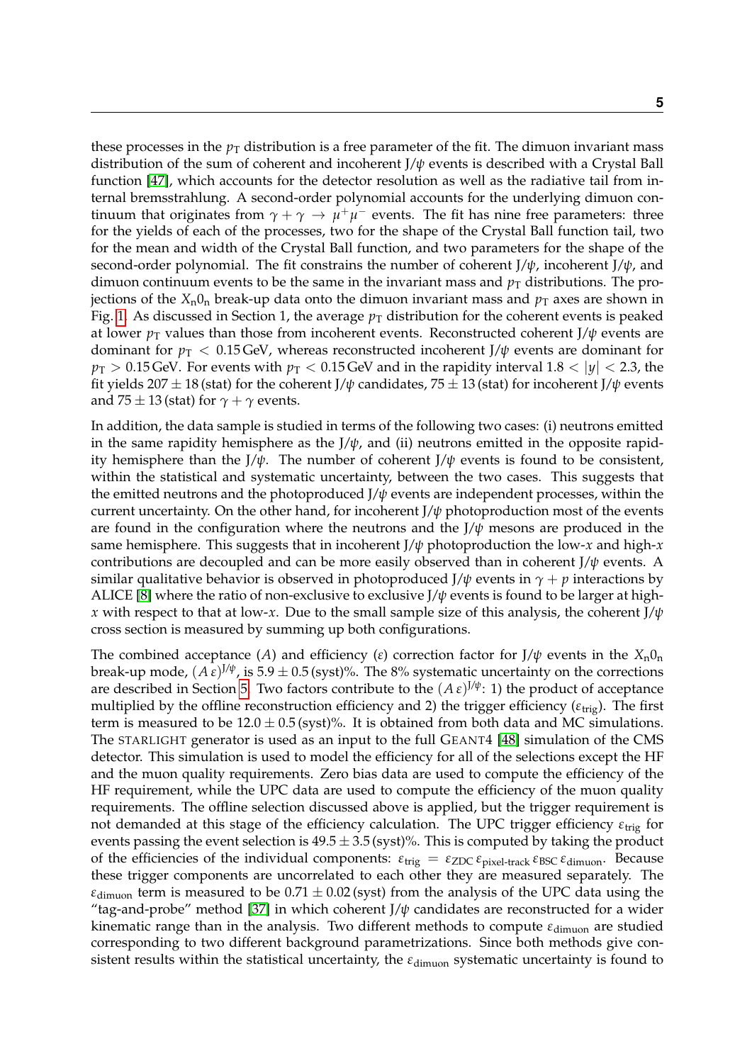these processes in the $p_{\mathrm{T}}$ distribution is a free parameter of the fit. The dimuon invariant mass distribution of the sum of coherent and incoherent J/$\psi$ events is described with a Crystal Ball function [47], which accounts for the detector resolution as well as the radiative tail from internal bremsstrahlung. A second-order polynomial accounts for the underlying dimuon continuum that originates from $\gamma + \gamma \rightarrow \mu^+\mu^-$ events. The fit has nine free parameters: three for the yields of each of the processes, two for the shape of the Crystal Ball function tail, two for the mean and width of the Crystal Ball function, and two parameters for the shape of the second-order polynomial. The fit constrains the number of coherent J/$\psi$, incoherent J/$\psi$, and dimuon continuum events to be the same in the invariant mass and $p_{\mathrm{T}}$ distributions. The projections of the $X_{\mathrm{n}}0_{\mathrm{n}}$ break-up data onto the dimuon invariant mass and $p_{\mathrm{T}}$ axes are shown in Fig. 1. As discussed in Section 1, the average $p_{\mathrm{T}}$ distribution for the coherent events is peaked at lower $p_{\mathrm{T}}$ values than those from incoherent events. Reconstructed coherent J/$\psi$ events are dominant for $p_{\mathrm{T}} < 0.15\,\mathrm{GeV}$, whereas reconstructed incoherent J/$\psi$ events are dominant for $p_{\mathrm{T}} > 0.15\,\mathrm{GeV}$. For events with $p_{\mathrm{T}} < 0.15\,\mathrm{GeV}$ and in the rapidity interval $1.8 < |y| < 2.3$, the fit yields $207 \pm 18\,(\mathrm{stat})$ for the coherent J/$\psi$ candidates, $75 \pm 13\,(\mathrm{stat})$ for incoherent J/$\psi$ events and $75 \pm 13\,(\mathrm{stat})$ for $\gamma + \gamma$ events.

In addition, the data sample is studied in terms of the following two cases: (i) neutrons emitted in the same rapidity hemisphere as the J/$\psi$, and (ii) neutrons emitted in the opposite rapidity hemisphere than the J/$\psi$. The number of coherent J/$\psi$ events is found to be consistent, within the statistical and systematic uncertainty, between the two cases. This suggests that the emitted neutrons and the photoproduced J/$\psi$ events are independent processes, within the current uncertainty. On the other hand, for incoherent J/$\psi$ photoproduction most of the events are found in the configuration where the neutrons and the J/$\psi$ mesons are produced in the same hemisphere. This suggests that in incoherent J/$\psi$ photoproduction the low-$x$ and high-$x$ contributions are decoupled and can be more easily observed than in coherent J/$\psi$ events. A similar qualitative behavior is observed in photoproduced J/$\psi$ events in $\gamma + p$ interactions by ALICE [8] where the ratio of non-exclusive to exclusive J/$\psi$ events is found to be larger at high-$x$ with respect to that at low-$x$. Due to the small sample size of this analysis, the coherent J/$\psi$ cross section is measured by summing up both configurations.

The combined acceptance ($A$) and efficiency ($\varepsilon$) correction factor for J/$\psi$ events in the $X_{\mathrm{n}}0_{\mathrm{n}}$ break-up mode, $(A\,\varepsilon)^{\mathrm{J}/\psi}$, is $5.9 \pm 0.5\,(\mathrm{syst})\%$. The 8% systematic uncertainty on the corrections are described in Section 5. Two factors contribute to the $(A\,\varepsilon)^{\mathrm{J}/\psi}$: 1) the product of acceptance multiplied by the offline reconstruction efficiency and 2) the trigger efficiency ($\varepsilon_{\mathrm{trig}}$). The first term is measured to be $12.0 \pm 0.5\,(\mathrm{syst})\%$. It is obtained from both data and MC simulations. The STARLIGHT generator is used as an input to the full GEANT4 [48] simulation of the CMS detector. This simulation is used to model the efficiency for all of the selections except the HF and the muon quality requirements. Zero bias data are used to compute the efficiency of the HF requirement, while the UPC data are used to compute the efficiency of the muon quality requirements. The offline selection discussed above is applied, but the trigger requirement is not demanded at this stage of the efficiency calculation. The UPC trigger efficiency $\varepsilon_{\mathrm{trig}}$ for events passing the event selection is $49.5 \pm 3.5\,(\mathrm{syst})\%$. This is computed by taking the product of the efficiencies of the individual components: $\varepsilon_{\mathrm{trig}} = \varepsilon_{\mathrm{ZDC}}\,\varepsilon_{\text{pixel-track}}\,\varepsilon_{\mathrm{BSC}}\,\varepsilon_{\mathrm{dimuon}}$. Because these trigger components are uncorrelated to each other they are measured separately. The $\varepsilon_{\mathrm{dimuon}}$ term is measured to be $0.71 \pm 0.02\,(\mathrm{syst})$ from the analysis of the UPC data using the "tag-and-probe" method [37] in which coherent J/$\psi$ candidates are reconstructed for a wider kinematic range than in the analysis. Two different methods to compute $\varepsilon_{\mathrm{dimuon}}$ are studied corresponding to two different background parametrizations. Since both methods give consistent results within the statistical uncertainty, the $\varepsilon_{\mathrm{dimuon}}$ systematic uncertainty is found to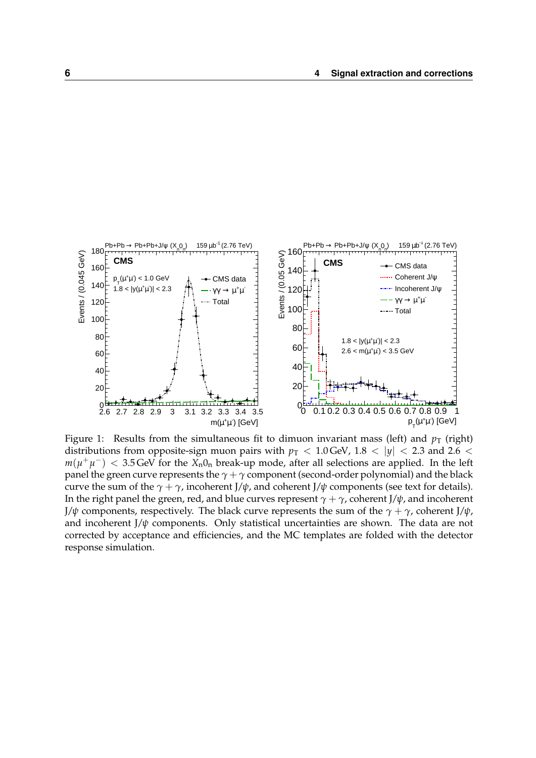Figure 1: Results from the simultaneous fit to dimuon invariant mass (left) and $p_T$ (right) distributions from opposite-sign muon pairs with $p_T < 1.0\,\text{GeV}$, $1.8 < |y| < 2.3$ and $2.6 < m(\mu^+\mu^-) < 3.5\,\text{GeV}$ for the $X_n0_n$ break-up mode, after all selections are applied. In the left panel the green curve represents the $\gamma + \gamma$ component (second-order polynomial) and the black curve the sum of the $\gamma + \gamma$, incoherent J/$\psi$, and coherent J/$\psi$ components (see text for details). In the right panel the green, red, and blue curves represent $\gamma + \gamma$, coherent J/$\psi$, and incoherent J/$\psi$ components, respectively. The black curve represents the sum of the $\gamma + \gamma$, coherent J/$\psi$, and incoherent J/$\psi$ components. Only statistical uncertainties are shown. The data are not corrected by acceptance and efficiencies, and the MC templates are folded with the detector response simulation.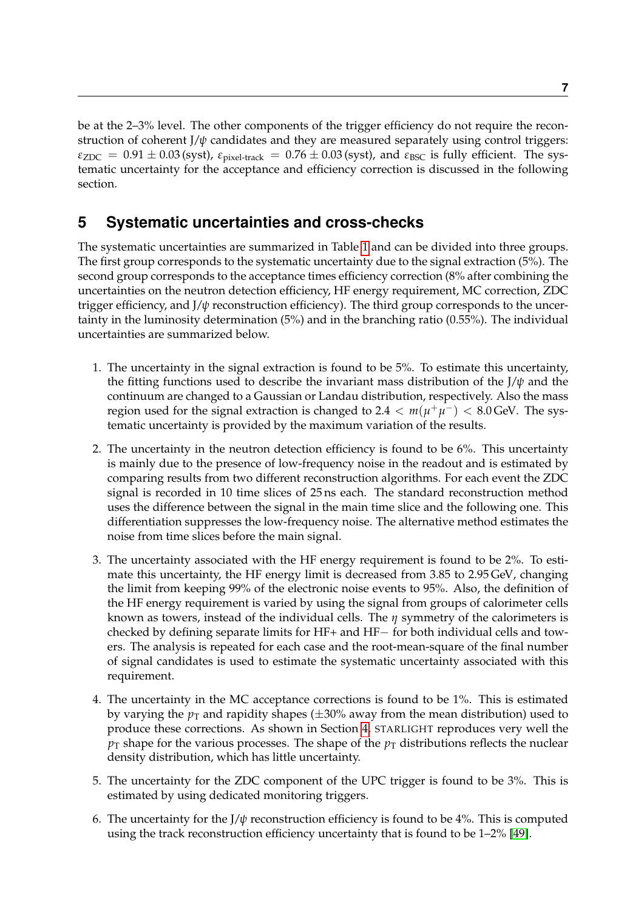be at the 2–3% level. The other components of the trigger efficiency do not require the reconstruction of coherent J/$\psi$ candidates and they are measured separately using control triggers: $\varepsilon_{\text{ZDC}} = 0.91 \pm 0.03\,(\text{syst})$, $\varepsilon_{\text{pixel-track}} = 0.76 \pm 0.03\,(\text{syst})$, and $\varepsilon_{\text{BSC}}$ is fully efficient. The systematic uncertainty for the acceptance and efficiency correction is discussed in the following section.

## 5 Systematic uncertainties and cross-checks

The systematic uncertainties are summarized in Table 1 and can be divided into three groups. The first group corresponds to the systematic uncertainty due to the signal extraction (5%). The second group corresponds to the acceptance times efficiency correction (8% after combining the uncertainties on the neutron detection efficiency, HF energy requirement, MC correction, ZDC trigger efficiency, and J/$\psi$ reconstruction efficiency). The third group corresponds to the uncertainty in the luminosity determination (5%) and in the branching ratio (0.55%). The individual uncertainties are summarized below.

1. The uncertainty in the signal extraction is found to be 5%. To estimate this uncertainty, the fitting functions used to describe the invariant mass distribution of the J/$\psi$ and the continuum are changed to a Gaussian or Landau distribution, respectively. Also the mass region used for the signal extraction is changed to $2.4 < m(\mu^+\mu^-) < 8.0\,\text{GeV}$. The systematic uncertainty is provided by the maximum variation of the results.

2. The uncertainty in the neutron detection efficiency is found to be 6%. This uncertainty is mainly due to the presence of low-frequency noise in the readout and is estimated by comparing results from two different reconstruction algorithms. For each event the ZDC signal is recorded in 10 time slices of 25 ns each. The standard reconstruction method uses the difference between the signal in the main time slice and the following one. This differentiation suppresses the low-frequency noise. The alternative method estimates the noise from time slices before the main signal.

3. The uncertainty associated with the HF energy requirement is found to be 2%. To estimate this uncertainty, the HF energy limit is decreased from 3.85 to 2.95 GeV, changing the limit from keeping 99% of the electronic noise events to 95%. Also, the definition of the HF energy requirement is varied by using the signal from groups of calorimeter cells known as towers, instead of the individual cells. The $\eta$ symmetry of the calorimeters is checked by defining separate limits for HF+ and HF− for both individual cells and towers. The analysis is repeated for each case and the root-mean-square of the final number of signal candidates is used to estimate the systematic uncertainty associated with this requirement.

4. The uncertainty in the MC acceptance corrections is found to be 1%. This is estimated by varying the $p_{\text{T}}$ and rapidity shapes ($\pm 30\%$ away from the mean distribution) used to produce these corrections. As shown in Section 4, STARLIGHT reproduces very well the $p_{\text{T}}$ shape for the various processes. The shape of the $p_{\text{T}}$ distributions reflects the nuclear density distribution, which has little uncertainty.

5. The uncertainty for the ZDC component of the UPC trigger is found to be 3%. This is estimated by using dedicated monitoring triggers.

6. The uncertainty for the J/$\psi$ reconstruction efficiency is found to be 4%. This is computed using the track reconstruction efficiency uncertainty that is found to be 1–2% [49].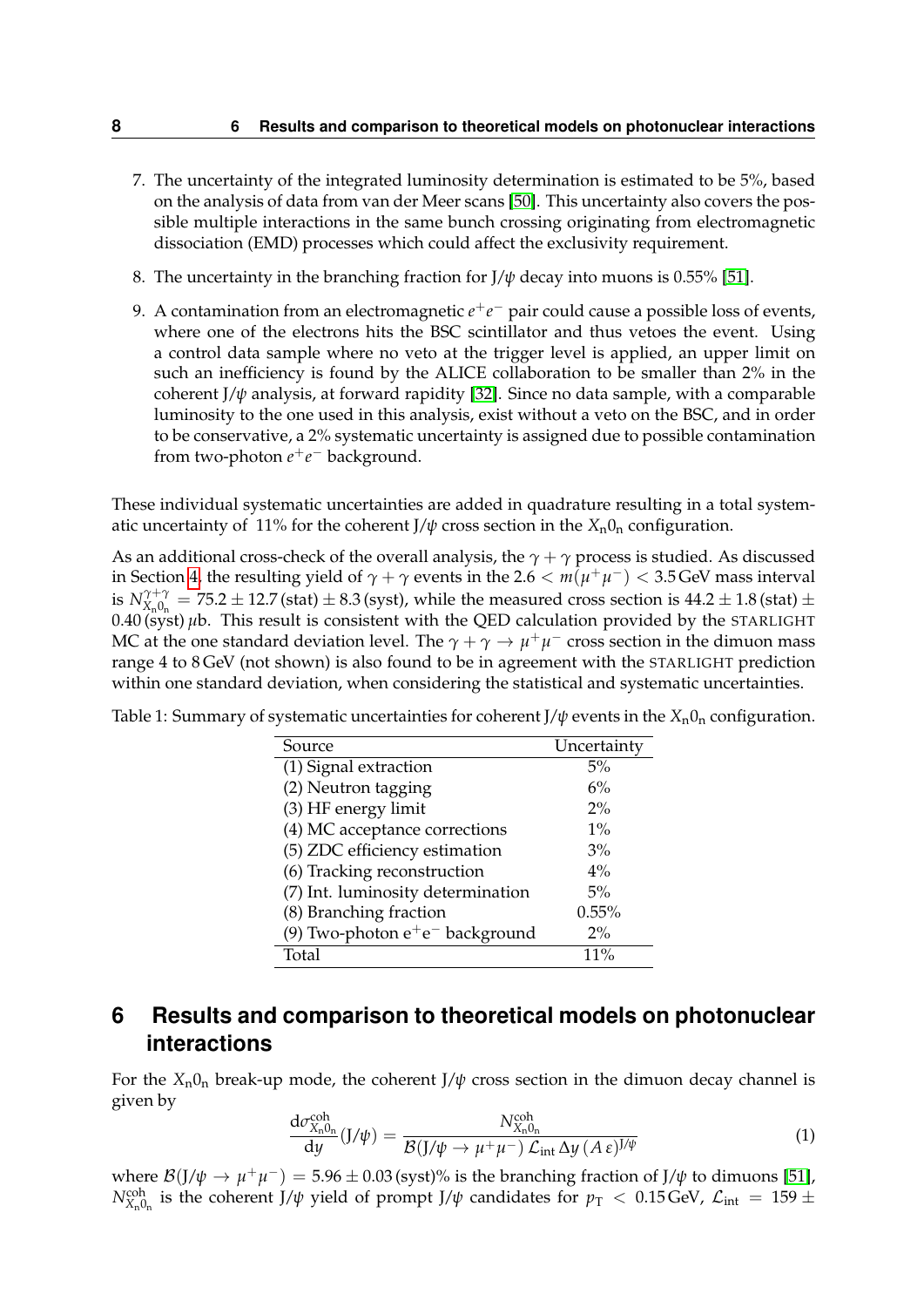7. The uncertainty of the integrated luminosity determination is estimated to be 5%, based on the analysis of data from van der Meer scans [50]. This uncertainty also covers the possible multiple interactions in the same bunch crossing originating from electromagnetic dissociation (EMD) processes which could affect the exclusivity requirement.

8. The uncertainty in the branching fraction for J/$\psi$ decay into muons is 0.55% [51].

9. A contamination from an electromagnetic $e^+e^-$ pair could cause a possible loss of events, where one of the electrons hits the BSC scintillator and thus vetoes the event. Using a control data sample where no veto at the trigger level is applied, an upper limit on such an inefficiency is found by the ALICE collaboration to be smaller than 2% in the coherent J/$\psi$ analysis, at forward rapidity [32]. Since no data sample, with a comparable luminosity to the one used in this analysis, exist without a veto on the BSC, and in order to be conservative, a 2% systematic uncertainty is assigned due to possible contamination from two-photon $e^+e^-$ background.

These individual systematic uncertainties are added in quadrature resulting in a total systematic uncertainty of 11% for the coherent J/$\psi$ cross section in the $X_n0_n$ configuration.

As an additional cross-check of the overall analysis, the $\gamma + \gamma$ process is studied. As discussed in Section 4, the resulting yield of $\gamma + \gamma$ events in the $2.6 < m(\mu^+\mu^-) < 3.5\,\text{GeV}$ mass interval is $N^{\gamma+\gamma}_{X_n0_n} = 75.2 \pm 12.7\,(\text{stat}) \pm 8.3\,(\text{syst})$, while the measured cross section is $44.2 \pm 1.8\,(\text{stat}) \pm 0.40\,(\text{syst})\,\mu\text{b}$. This result is consistent with the QED calculation provided by the STARLIGHT MC at the one standard deviation level. The $\gamma + \gamma \to \mu^+\mu^-$ cross section in the dimuon mass range 4 to 8 GeV (not shown) is also found to be in agreement with the STARLIGHT prediction within one standard deviation, when considering the statistical and systematic uncertainties.

Table 1: Summary of systematic uncertainties for coherent J/$\psi$ events in the $X_n0_n$ configuration.

| Source | Uncertainty |
|---|---|
| (1) Signal extraction | 5% |
| (2) Neutron tagging | 6% |
| (3) HF energy limit | 2% |
| (4) MC acceptance corrections | 1% |
| (5) ZDC efficiency estimation | 3% |
| (6) Tracking reconstruction | 4% |
| (7) Int. luminosity determination | 5% |
| (8) Branching fraction | 0.55% |
| (9) Two-photon $e^+e^-$ background | 2% |
| Total | 11% |

# 6 Results and comparison to theoretical models on photonuclear interactions

For the $X_n0_n$ break-up mode, the coherent J/$\psi$ cross section in the dimuon decay channel is given by

$$\frac{d\sigma^{\text{coh}}_{X_n0_n}}{dy}(\text{J}/\psi) = \frac{N^{\text{coh}}_{X_n0_n}}{\mathcal{B}(\text{J}/\psi \to \mu^+\mu^-)\,\mathcal{L}_{\text{int}}\,\Delta y\,(A\,\varepsilon)^{\text{J}/\psi}} \tag{1}$$

where $\mathcal{B}(\text{J}/\psi \to \mu^+\mu^-) = 5.96 \pm 0.03\,(\text{syst})\%$ is the branching fraction of J/$\psi$ to dimuons [51], $N^{\text{coh}}_{X_n0_n}$ is the coherent J/$\psi$ yield of prompt J/$\psi$ candidates for $p_T < 0.15\,\text{GeV}$, $\mathcal{L}_{\text{int}} = 159 \pm$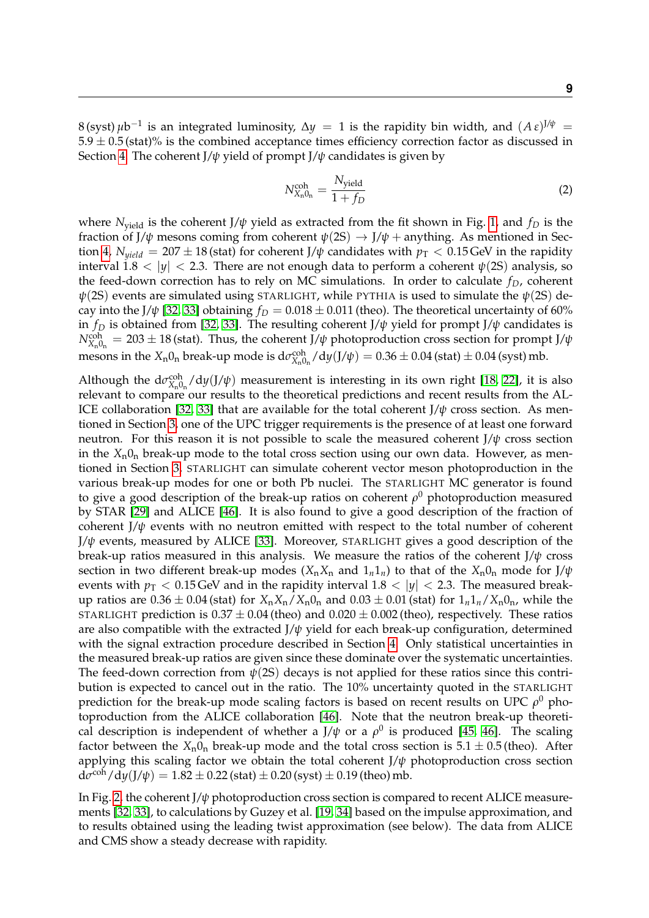8 (syst) $\mu$b$^{-1}$ is an integrated luminosity, $\Delta y = 1$ is the rapidity bin width, and $(A\,\varepsilon)^{\mathrm{J}/\psi} = 5.9 \pm 0.5\,$(stat)% is the combined acceptance times efficiency correction factor as discussed in Section 4. The coherent J/$\psi$ yield of prompt J/$\psi$ candidates is given by

$$N^{\mathrm{coh}}_{\mathrm{X_n 0_n}} = \frac{N_{\mathrm{yield}}}{1 + f_D} \tag{2}$$

where $N_{\mathrm{yield}}$ is the coherent J/$\psi$ yield as extracted from the fit shown in Fig. 1, and $f_D$ is the fraction of J/$\psi$ mesons coming from coherent $\psi$(2S) $\rightarrow$ J/$\psi$ + anything. As mentioned in Section 4, $N_{yield} = 207 \pm 18\,$(stat) for coherent J/$\psi$ candidates with $p_{\mathrm{T}} < 0.15\,$GeV in the rapidity interval $1.8 < |y| < 2.3$. There are not enough data to perform a coherent $\psi$(2S) analysis, so the feed-down correction has to rely on MC simulations. In order to calculate $f_D$, coherent $\psi$(2S) events are simulated using STARLIGHT, while PYTHIA is used to simulate the $\psi$(2S) decay into the J/$\psi$ [32, 33] obtaining $f_D = 0.018 \pm 0.011\,$(theo). The theoretical uncertainty of 60% in $f_D$ is obtained from [32, 33]. The resulting coherent J/$\psi$ yield for prompt J/$\psi$ candidates is $N^{\mathrm{coh}}_{\mathrm{X_n 0_n}} = 203 \pm 18\,$(stat). Thus, the coherent J/$\psi$ photoproduction cross section for prompt J/$\psi$ mesons in the $X_n0_n$ break-up mode is $\mathrm{d}\sigma^{\mathrm{coh}}_{\mathrm{X_n 0_n}}/\mathrm{d}y(\mathrm{J}/\psi) = 0.36 \pm 0.04\,(\mathrm{stat}) \pm 0.04\,(\mathrm{syst})\,$mb.

Although the $\mathrm{d}\sigma^{\mathrm{coh}}_{\mathrm{X_n 0_n}}/\mathrm{d}y(\mathrm{J}/\psi)$ measurement is interesting in its own right [18, 22], it is also relevant to compare our results to the theoretical predictions and recent results from the ALICE collaboration [32, 33] that are available for the total coherent J/$\psi$ cross section. As mentioned in Section 3, one of the UPC trigger requirements is the presence of at least one forward neutron. For this reason it is not possible to scale the measured coherent J/$\psi$ cross section in the $X_n0_n$ break-up mode to the total cross section using our own data. However, as mentioned in Section 3, STARLIGHT can simulate coherent vector meson photoproduction in the various break-up modes for one or both Pb nuclei. The STARLIGHT MC generator is found to give a good description of the break-up ratios on coherent $\rho^0$ photoproduction measured by STAR [29] and ALICE [46]. It is also found to give a good description of the fraction of coherent J/$\psi$ events with no neutron emitted with respect to the total number of coherent J/$\psi$ events, measured by ALICE [33]. Moreover, STARLIGHT gives a good description of the break-up ratios measured in this analysis. We measure the ratios of the coherent J/$\psi$ cross section in two different break-up modes ($X_nX_n$ and $1_n1_n$) to that of the $X_n0_n$ mode for J/$\psi$ events with $p_{\mathrm{T}} < 0.15\,$GeV and in the rapidity interval $1.8 < |y| < 2.3$. The measured break-up ratios are $0.36 \pm 0.04\,$(stat) for $X_nX_n/X_n0_n$ and $0.03 \pm 0.01\,$(stat) for $1_n1_n/X_n0_n$, while the STARLIGHT prediction is $0.37 \pm 0.04\,$(theo) and $0.020 \pm 0.002\,$(theo), respectively. These ratios are also compatible with the extracted J/$\psi$ yield for each break-up configuration, determined with the signal extraction procedure described in Section 4. Only statistical uncertainties in the measured break-up ratios are given since these dominate over the systematic uncertainties. The feed-down correction from $\psi$(2S) decays is not applied for these ratios since this contribution is expected to cancel out in the ratio. The 10% uncertainty quoted in the STARLIGHT prediction for the break-up mode scaling factors is based on recent results on UPC $\rho^0$ photoproduction from the ALICE collaboration [46]. Note that the neutron break-up theoretical description is independent of whether a J/$\psi$ or a $\rho^0$ is produced [45, 46]. The scaling factor between the $X_n0_n$ break-up mode and the total cross section is $5.1 \pm 0.5\,$(theo). After applying this scaling factor we obtain the total coherent J/$\psi$ photoproduction cross section $\mathrm{d}\sigma^{\mathrm{coh}}/\mathrm{d}y(\mathrm{J}/\psi) = 1.82 \pm 0.22\,(\mathrm{stat}) \pm 0.20\,(\mathrm{syst}) \pm 0.19\,(\mathrm{theo})\,$mb.

In Fig. 2, the coherent J/$\psi$ photoproduction cross section is compared to recent ALICE measurements [32, 33], to calculations by Guzey et al. [19, 34] based on the impulse approximation, and to results obtained using the leading twist approximation (see below). The data from ALICE and CMS show a steady decrease with rapidity.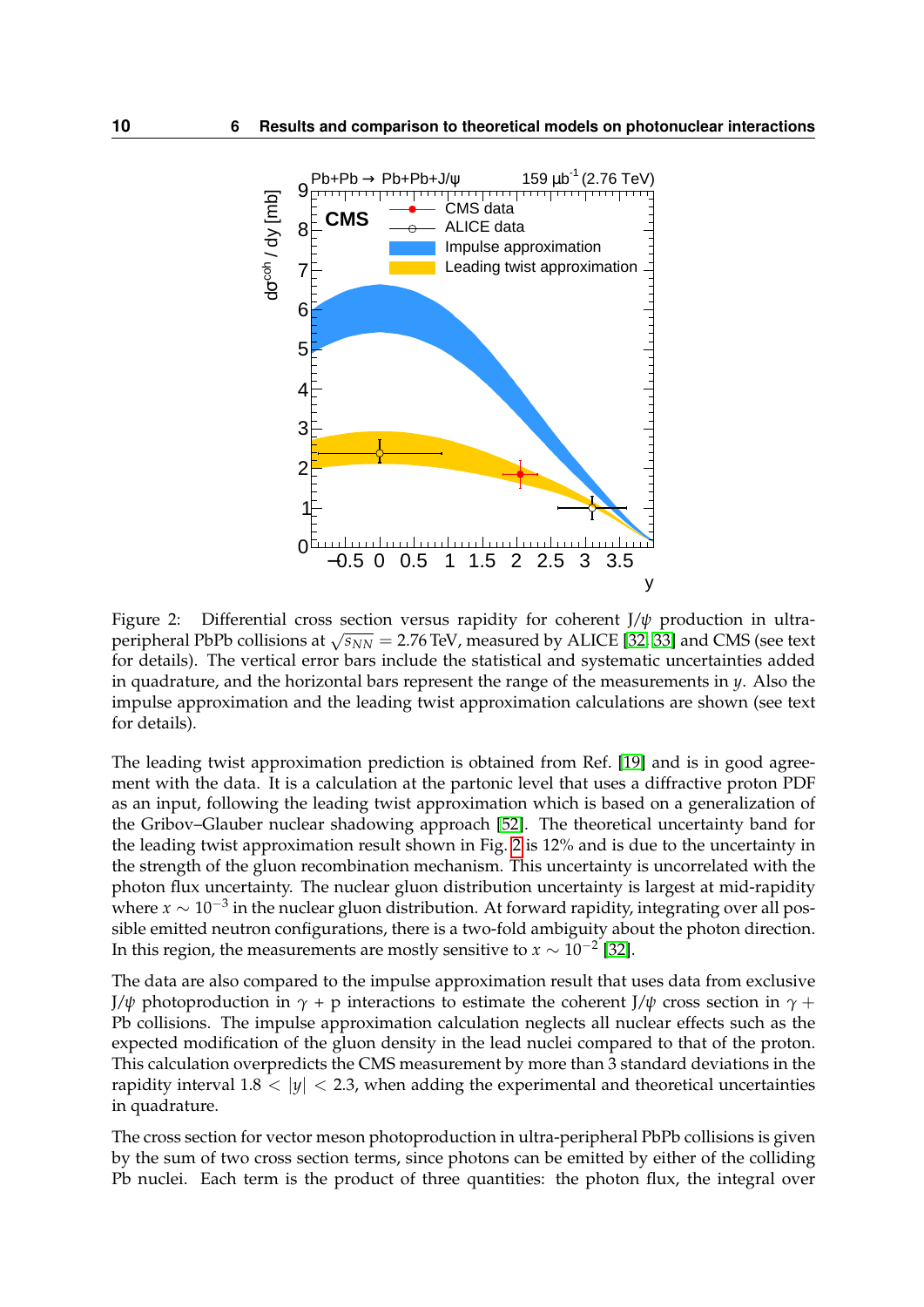Figure 2: Differential cross section versus rapidity for coherent J/$\psi$ production in ultra-peripheral PbPb collisions at $\sqrt{s_{NN}} = 2.76$ TeV, measured by ALICE [32, 33] and CMS (see text for details). The vertical error bars include the statistical and systematic uncertainties added in quadrature, and the horizontal bars represent the range of the measurements in $y$. Also the impulse approximation and the leading twist approximation calculations are shown (see text for details).

The leading twist approximation prediction is obtained from Ref. [19] and is in good agreement with the data. It is a calculation at the partonic level that uses a diffractive proton PDF as an input, following the leading twist approximation which is based on a generalization of the Gribov–Glauber nuclear shadowing approach [52]. The theoretical uncertainty band for the leading twist approximation result shown in Fig. 2 is 12% and is due to the uncertainty in the strength of the gluon recombination mechanism. This uncertainty is uncorrelated with the photon flux uncertainty. The nuclear gluon distribution uncertainty is largest at mid-rapidity where $x \sim 10^{-3}$ in the nuclear gluon distribution. At forward rapidity, integrating over all possible emitted neutron configurations, there is a two-fold ambiguity about the photon direction. In this region, the measurements are mostly sensitive to $x \sim 10^{-2}$ [32].

The data are also compared to the impulse approximation result that uses data from exclusive J/$\psi$ photoproduction in $\gamma$ + p interactions to estimate the coherent J/$\psi$ cross section in $\gamma$ + Pb collisions. The impulse approximation calculation neglects all nuclear effects such as the expected modification of the gluon density in the lead nuclei compared to that of the proton. This calculation overpredicts the CMS measurement by more than 3 standard deviations in the rapidity interval $1.8 < |y| < 2.3$, when adding the experimental and theoretical uncertainties in quadrature.

The cross section for vector meson photoproduction in ultra-peripheral PbPb collisions is given by the sum of two cross section terms, since photons can be emitted by either of the colliding Pb nuclei. Each term is the product of three quantities: the photon flux, the integral over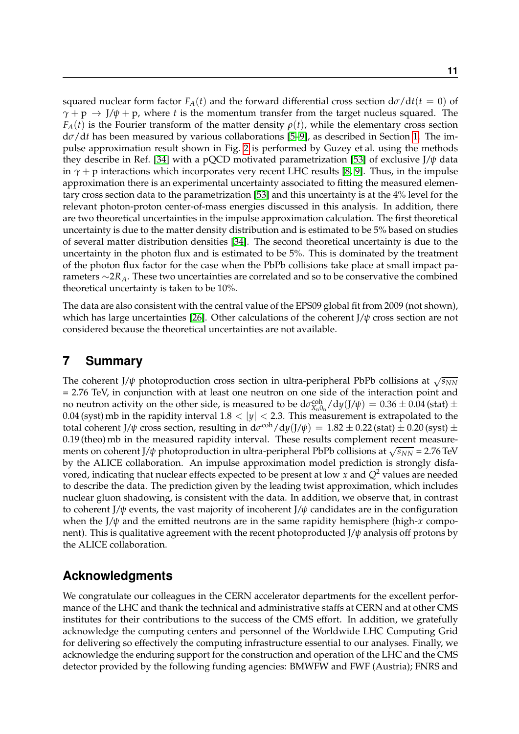squared nuclear form factor $F_A(t)$ and the forward differential cross section $d\sigma/dt(t = 0)$ of $\gamma + p \rightarrow J/\psi + p$, where $t$ is the momentum transfer from the target nucleus squared. The $F_A(t)$ is the Fourier transform of the matter density $\rho(t)$, while the elementary cross section $d\sigma/dt$ has been measured by various collaborations [5–9], as described in Section 1. The impulse approximation result shown in Fig. 2 is performed by Guzey et al. using the methods they describe in Ref. [34] with a pQCD motivated parametrization [53] of exclusive $J/\psi$ data in $\gamma + p$ interactions which incorporates very recent LHC results [8, 9]. Thus, in the impulse approximation there is an experimental uncertainty associated to fitting the measured elementary cross section data to the parametrization [53] and this uncertainty is at the 4% level for the relevant photon-proton center-of-mass energies discussed in this analysis. In addition, there are two theoretical uncertainties in the impulse approximation calculation. The first theoretical uncertainty is due to the matter density distribution and is estimated to be 5% based on studies of several matter distribution densities [34]. The second theoretical uncertainty is due to the uncertainty in the photon flux and is estimated to be 5%. This is dominated by the treatment of the photon flux factor for the case when the PbPb collisions take place at small impact parameters $\sim 2R_A$. These two uncertainties are correlated and so to be conservative the combined theoretical uncertainty is taken to be 10%.

The data are also consistent with the central value of the EPS09 global fit from 2009 (not shown), which has large uncertainties [26]. Other calculations of the coherent $J/\psi$ cross section are not considered because the theoretical uncertainties are not available.

## 7 Summary

The coherent $J/\psi$ photoproduction cross section in ultra-peripheral PbPb collisions at $\sqrt{s_{NN}}$ = 2.76 TeV, in conjunction with at least one neutron on one side of the interaction point and no neutron activity on the other side, is measured to be $d\sigma^{coh}_{X_n0_n}/dy(J/\psi) = 0.36 \pm 0.04\,(\text{stat}) \pm 0.04\,(\text{syst})$ mb in the rapidity interval $1.8 < |y| < 2.3$. This measurement is extrapolated to the total coherent $J/\psi$ cross section, resulting in $d\sigma^{coh}/dy(J/\psi) = 1.82 \pm 0.22\,(\text{stat}) \pm 0.20\,(\text{syst}) \pm 0.19\,(\text{theo})$ mb in the measured rapidity interval. These results complement recent measurements on coherent $J/\psi$ photoproduction in ultra-peripheral PbPb collisions at $\sqrt{s_{NN}}$ = 2.76 TeV by the ALICE collaboration. An impulse approximation model prediction is strongly disfavored, indicating that nuclear effects expected to be present at low $x$ and $Q^2$ values are needed to describe the data. The prediction given by the leading twist approximation, which includes nuclear gluon shadowing, is consistent with the data. In addition, we observe that, in contrast to coherent $J/\psi$ events, the vast majority of incoherent $J/\psi$ candidates are in the configuration when the $J/\psi$ and the emitted neutrons are in the same rapidity hemisphere (high-$x$ component). This is qualitative agreement with the recent photoproducted $J/\psi$ analysis off protons by the ALICE collaboration.

## Acknowledgments

We congratulate our colleagues in the CERN accelerator departments for the excellent performance of the LHC and thank the technical and administrative staffs at CERN and at other CMS institutes for their contributions to the success of the CMS effort. In addition, we gratefully acknowledge the computing centers and personnel of the Worldwide LHC Computing Grid for delivering so effectively the computing infrastructure essential to our analyses. Finally, we acknowledge the enduring support for the construction and operation of the LHC and the CMS detector provided by the following funding agencies: BMWFW and FWF (Austria); FNRS and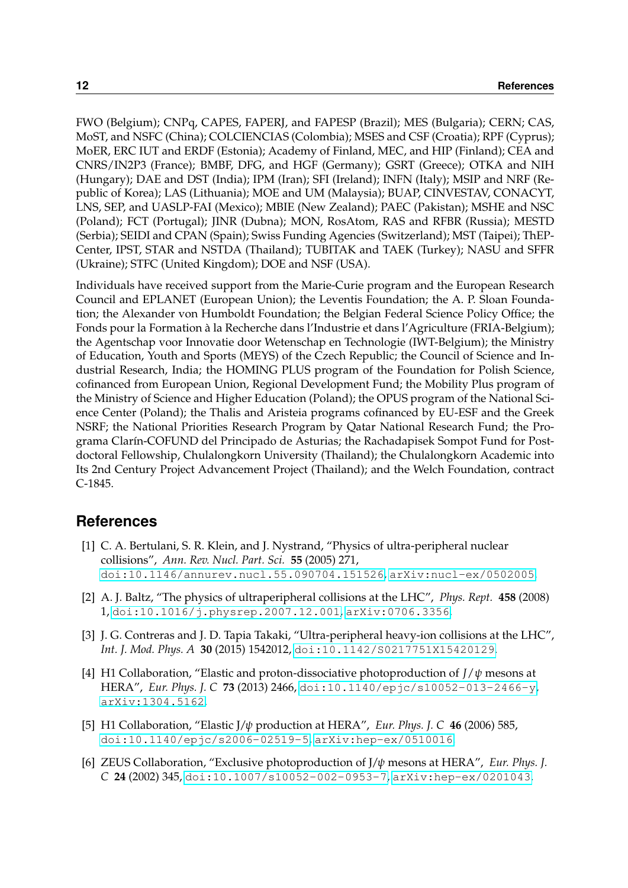FWO (Belgium); CNPq, CAPES, FAPERJ, and FAPESP (Brazil); MES (Bulgaria); CERN; CAS, MoST, and NSFC (China); COLCIENCIAS (Colombia); MSES and CSF (Croatia); RPF (Cyprus); MoER, ERC IUT and ERDF (Estonia); Academy of Finland, MEC, and HIP (Finland); CEA and CNRS/IN2P3 (France); BMBF, DFG, and HGF (Germany); GSRT (Greece); OTKA and NIH (Hungary); DAE and DST (India); IPM (Iran); SFI (Ireland); INFN (Italy); MSIP and NRF (Republic of Korea); LAS (Lithuania); MOE and UM (Malaysia); BUAP, CINVESTAV, CONACYT, LNS, SEP, and UASLP-FAI (Mexico); MBIE (New Zealand); PAEC (Pakistan); MSHE and NSC (Poland); FCT (Portugal); JINR (Dubna); MON, RosAtom, RAS and RFBR (Russia); MESTD (Serbia); SEIDI and CPAN (Spain); Swiss Funding Agencies (Switzerland); MST (Taipei); ThEPCenter, IPST, STAR and NSTDA (Thailand); TUBITAK and TAEK (Turkey); NASU and SFFR (Ukraine); STFC (United Kingdom); DOE and NSF (USA).

Individuals have received support from the Marie-Curie program and the European Research Council and EPLANET (European Union); the Leventis Foundation; the A. P. Sloan Foundation; the Alexander von Humboldt Foundation; the Belgian Federal Science Policy Office; the Fonds pour la Formation à la Recherche dans l'Industrie et dans l'Agriculture (FRIA-Belgium); the Agentschap voor Innovatie door Wetenschap en Technologie (IWT-Belgium); the Ministry of Education, Youth and Sports (MEYS) of the Czech Republic; the Council of Science and Industrial Research, India; the HOMING PLUS program of the Foundation for Polish Science, cofinanced from European Union, Regional Development Fund; the Mobility Plus program of the Ministry of Science and Higher Education (Poland); the OPUS program of the National Science Center (Poland); the Thalis and Aristeia programs cofinanced by EU-ESF and the Greek NSRF; the National Priorities Research Program by Qatar National Research Fund; the Programa Clarín-COFUND del Principado de Asturias; the Rachadapisek Sompot Fund for Postdoctoral Fellowship, Chulalongkorn University (Thailand); the Chulalongkorn Academic into Its 2nd Century Project Advancement Project (Thailand); and the Welch Foundation, contract C-1845.

# References

[1] C. A. Bertulani, S. R. Klein, and J. Nystrand, "Physics of ultra-peripheral nuclear collisions", *Ann. Rev. Nucl. Part. Sci.* **55** (2005) 271, doi:10.1146/annurev.nucl.55.090704.151526, arXiv:nucl-ex/0502005.

[2] A. J. Baltz, "The physics of ultraperipheral collisions at the LHC", *Phys. Rept.* **458** (2008) 1, doi:10.1016/j.physrep.2007.12.001, arXiv:0706.3356.

[3] J. G. Contreras and J. D. Tapia Takaki, "Ultra-peripheral heavy-ion collisions at the LHC", *Int. J. Mod. Phys. A* **30** (2015) 1542012, doi:10.1142/S0217751X15420129.

[4] H1 Collaboration, "Elastic and proton-dissociative photoproduction of $J/\psi$ mesons at HERA", *Eur. Phys. J. C* **73** (2013) 2466, doi:10.1140/epjc/s10052-013-2466-y, arXiv:1304.5162.

[5] H1 Collaboration, "Elastic J/$\psi$ production at HERA", *Eur. Phys. J. C* **46** (2006) 585, doi:10.1140/epjc/s2006-02519-5, arXiv:hep-ex/0510016.

[6] ZEUS Collaboration, "Exclusive photoproduction of J/$\psi$ mesons at HERA", *Eur. Phys. J. C* **24** (2002) 345, doi:10.1007/s10052-002-0953-7, arXiv:hep-ex/0201043.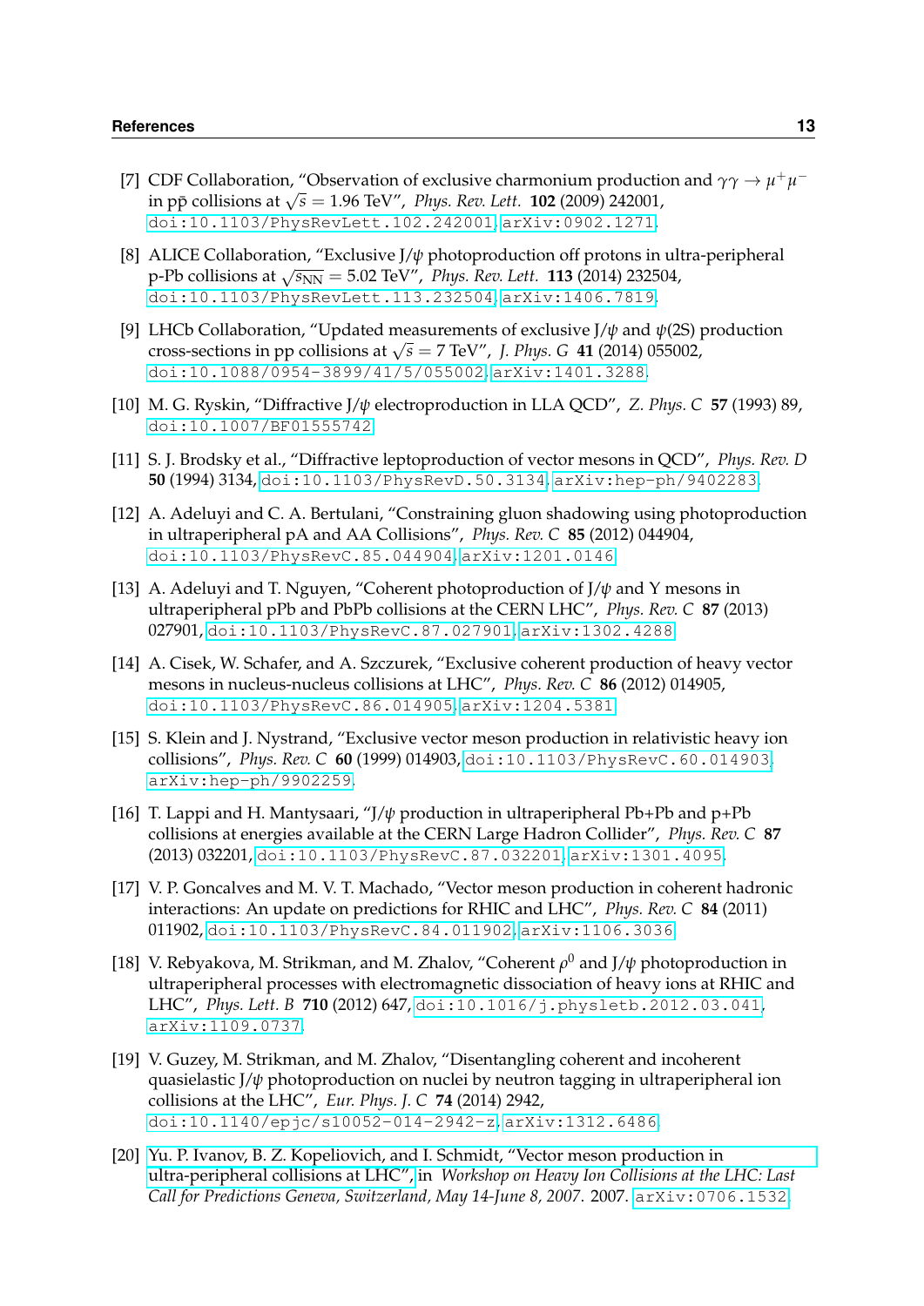[7] CDF Collaboration, "Observation of exclusive charmonium production and $\gamma\gamma \rightarrow \mu^+\mu^-$ in $p\bar{p}$ collisions at $\sqrt{s} = 1.96$ TeV", *Phys. Rev. Lett.* **102** (2009) 242001, doi:10.1103/PhysRevLett.102.242001, arXiv:0902.1271.

[8] ALICE Collaboration, "Exclusive J/$\psi$ photoproduction off protons in ultra-peripheral p-Pb collisions at $\sqrt{s_{\mathrm{NN}}} = 5.02$ TeV", *Phys. Rev. Lett.* **113** (2014) 232504, doi:10.1103/PhysRevLett.113.232504, arXiv:1406.7819.

[9] LHCb Collaboration, "Updated measurements of exclusive J/$\psi$ and $\psi$(2S) production cross-sections in pp collisions at $\sqrt{s} = 7$ TeV", *J. Phys. G* **41** (2014) 055002, doi:10.1088/0954-3899/41/5/055002, arXiv:1401.3288.

[10] M. G. Ryskin, "Diffractive J/$\psi$ electroproduction in LLA QCD", *Z. Phys. C* **57** (1993) 89, doi:10.1007/BF01555742.

[11] S. J. Brodsky et al., "Diffractive leptoproduction of vector mesons in QCD", *Phys. Rev. D* **50** (1994) 3134, doi:10.1103/PhysRevD.50.3134, arXiv:hep-ph/9402283.

[12] A. Adeluyi and C. A. Bertulani, "Constraining gluon shadowing using photoproduction in ultraperipheral pA and AA Collisions", *Phys. Rev. C* **85** (2012) 044904, doi:10.1103/PhysRevC.85.044904, arXiv:1201.0146.

[13] A. Adeluyi and T. Nguyen, "Coherent photoproduction of J/$\psi$ and $\Upsilon$ mesons in ultraperipheral pPb and PbPb collisions at the CERN LHC", *Phys. Rev. C* **87** (2013) 027901, doi:10.1103/PhysRevC.87.027901, arXiv:1302.4288.

[14] A. Cisek, W. Schafer, and A. Szczurek, "Exclusive coherent production of heavy vector mesons in nucleus-nucleus collisions at LHC", *Phys. Rev. C* **86** (2012) 014905, doi:10.1103/PhysRevC.86.014905, arXiv:1204.5381.

[15] S. Klein and J. Nystrand, "Exclusive vector meson production in relativistic heavy ion collisions", *Phys. Rev. C* **60** (1999) 014903, doi:10.1103/PhysRevC.60.014903, arXiv:hep-ph/9902259.

[16] T. Lappi and H. Mantysaari, "J/$\psi$ production in ultraperipheral Pb+Pb and p+Pb collisions at energies available at the CERN Large Hadron Collider", *Phys. Rev. C* **87** (2013) 032201, doi:10.1103/PhysRevC.87.032201, arXiv:1301.4095.

[17] V. P. Goncalves and M. V. T. Machado, "Vector meson production in coherent hadronic interactions: An update on predictions for RHIC and LHC", *Phys. Rev. C* **84** (2011) 011902, doi:10.1103/PhysRevC.84.011902, arXiv:1106.3036.

[18] V. Rebyakova, M. Strikman, and M. Zhalov, "Coherent $\rho^0$ and J/$\psi$ photoproduction in ultraperipheral processes with electromagnetic dissociation of heavy ions at RHIC and LHC", *Phys. Lett. B* **710** (2012) 647, doi:10.1016/j.physletb.2012.03.041, arXiv:1109.0737.

[19] V. Guzey, M. Strikman, and M. Zhalov, "Disentangling coherent and incoherent quasielastic J/$\psi$ photoproduction on nuclei by neutron tagging in ultraperipheral ion collisions at the LHC", *Eur. Phys. J. C* **74** (2014) 2942, doi:10.1140/epjc/s10052-014-2942-z, arXiv:1312.6486.

[20] Yu. P. Ivanov, B. Z. Kopeliovich, and I. Schmidt, "Vector meson production in ultra-peripheral collisions at LHC", in *Workshop on Heavy Ion Collisions at the LHC: Last Call for Predictions Geneva, Switzerland, May 14-June 8, 2007*. 2007. arXiv:0706.1532.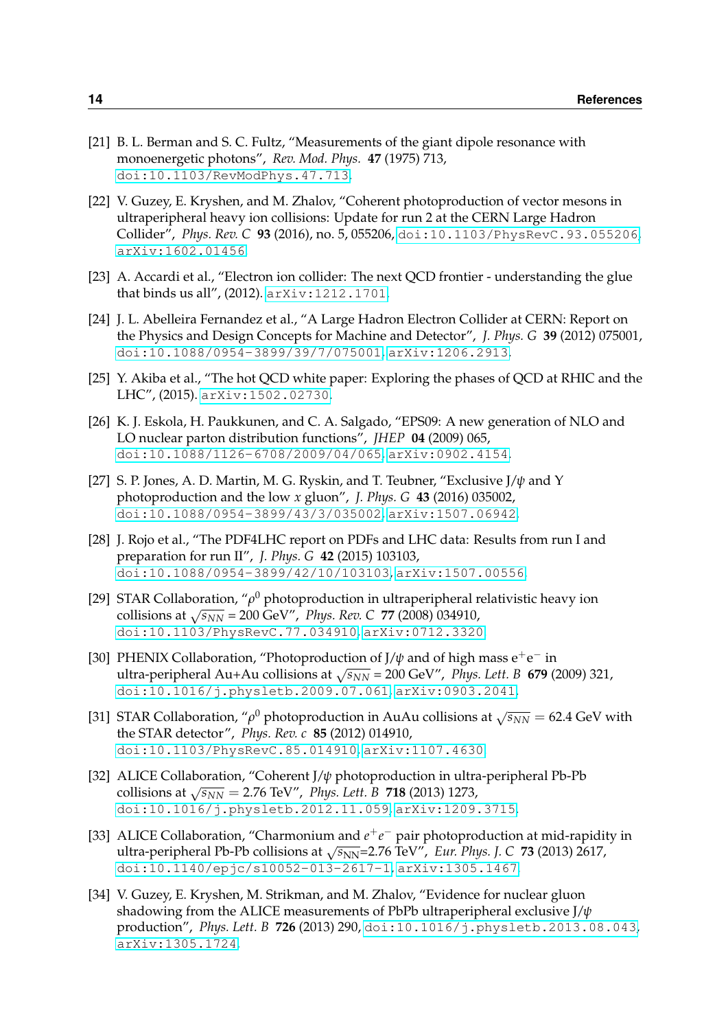[21] B. L. Berman and S. C. Fultz, "Measurements of the giant dipole resonance with monoenergetic photons", *Rev. Mod. Phys.* **47** (1975) 713, doi:10.1103/RevModPhys.47.713.

[22] V. Guzey, E. Kryshen, and M. Zhalov, "Coherent photoproduction of vector mesons in ultraperipheral heavy ion collisions: Update for run 2 at the CERN Large Hadron Collider", *Phys. Rev. C* **93** (2016), no. 5, 055206, doi:10.1103/PhysRevC.93.055206, arXiv:1602.01456.

[23] A. Accardi et al., "Electron ion collider: The next QCD frontier - understanding the glue that binds us all", (2012). arXiv:1212.1701.

[24] J. L. Abelleira Fernandez et al., "A Large Hadron Electron Collider at CERN: Report on the Physics and Design Concepts for Machine and Detector", *J. Phys. G* **39** (2012) 075001, doi:10.1088/0954-3899/39/7/075001, arXiv:1206.2913.

[25] Y. Akiba et al., "The hot QCD white paper: Exploring the phases of QCD at RHIC and the LHC", (2015). arXiv:1502.02730.

[26] K. J. Eskola, H. Paukkunen, and C. A. Salgado, "EPS09: A new generation of NLO and LO nuclear parton distribution functions", *JHEP* **04** (2009) 065, doi:10.1088/1126-6708/2009/04/065, arXiv:0902.4154.

[27] S. P. Jones, A. D. Martin, M. G. Ryskin, and T. Teubner, "Exclusive J/$\psi$ and Y photoproduction and the low $x$ gluon", *J. Phys. G* **43** (2016) 035002, doi:10.1088/0954-3899/43/3/035002, arXiv:1507.06942.

[28] J. Rojo et al., "The PDF4LHC report on PDFs and LHC data: Results from run I and preparation for run II", *J. Phys. G* **42** (2015) 103103, doi:10.1088/0954-3899/42/10/103103, arXiv:1507.00556.

[29] STAR Collaboration, "$\rho^0$ photoproduction in ultraperipheral relativistic heavy ion collisions at $\sqrt{s_{NN}}$ = 200 GeV", *Phys. Rev. C* **77** (2008) 034910, doi:10.1103/PhysRevC.77.034910, arXiv:0712.3320.

[30] PHENIX Collaboration, "Photoproduction of J/$\psi$ and of high mass $e^+e^-$ in ultra-peripheral Au+Au collisions at $\sqrt{s_{NN}}$ = 200 GeV", *Phys. Lett. B* **679** (2009) 321, doi:10.1016/j.physletb.2009.07.061, arXiv:0903.2041.

[31] STAR Collaboration, "$\rho^0$ photoproduction in AuAu collisions at $\sqrt{s_{NN}} = 62.4$ GeV with the STAR detector", *Phys. Rev. c* **85** (2012) 014910, doi:10.1103/PhysRevC.85.014910, arXiv:1107.4630.

[32] ALICE Collaboration, "Coherent J/$\psi$ photoproduction in ultra-peripheral Pb-Pb collisions at $\sqrt{s_{NN}} = 2.76$ TeV", *Phys. Lett. B* **718** (2013) 1273, doi:10.1016/j.physletb.2012.11.059, arXiv:1209.3715.

[33] ALICE Collaboration, "Charmonium and $e^+e^-$ pair photoproduction at mid-rapidity in ultra-peripheral Pb-Pb collisions at $\sqrt{s_{\rm NN}}$=2.76 TeV", *Eur. Phys. J. C* **73** (2013) 2617, doi:10.1140/epjc/s10052-013-2617-1, arXiv:1305.1467.

[34] V. Guzey, E. Kryshen, M. Strikman, and M. Zhalov, "Evidence for nuclear gluon shadowing from the ALICE measurements of PbPb ultraperipheral exclusive J/$\psi$ production", *Phys. Lett. B* **726** (2013) 290, doi:10.1016/j.physletb.2013.08.043, arXiv:1305.1724.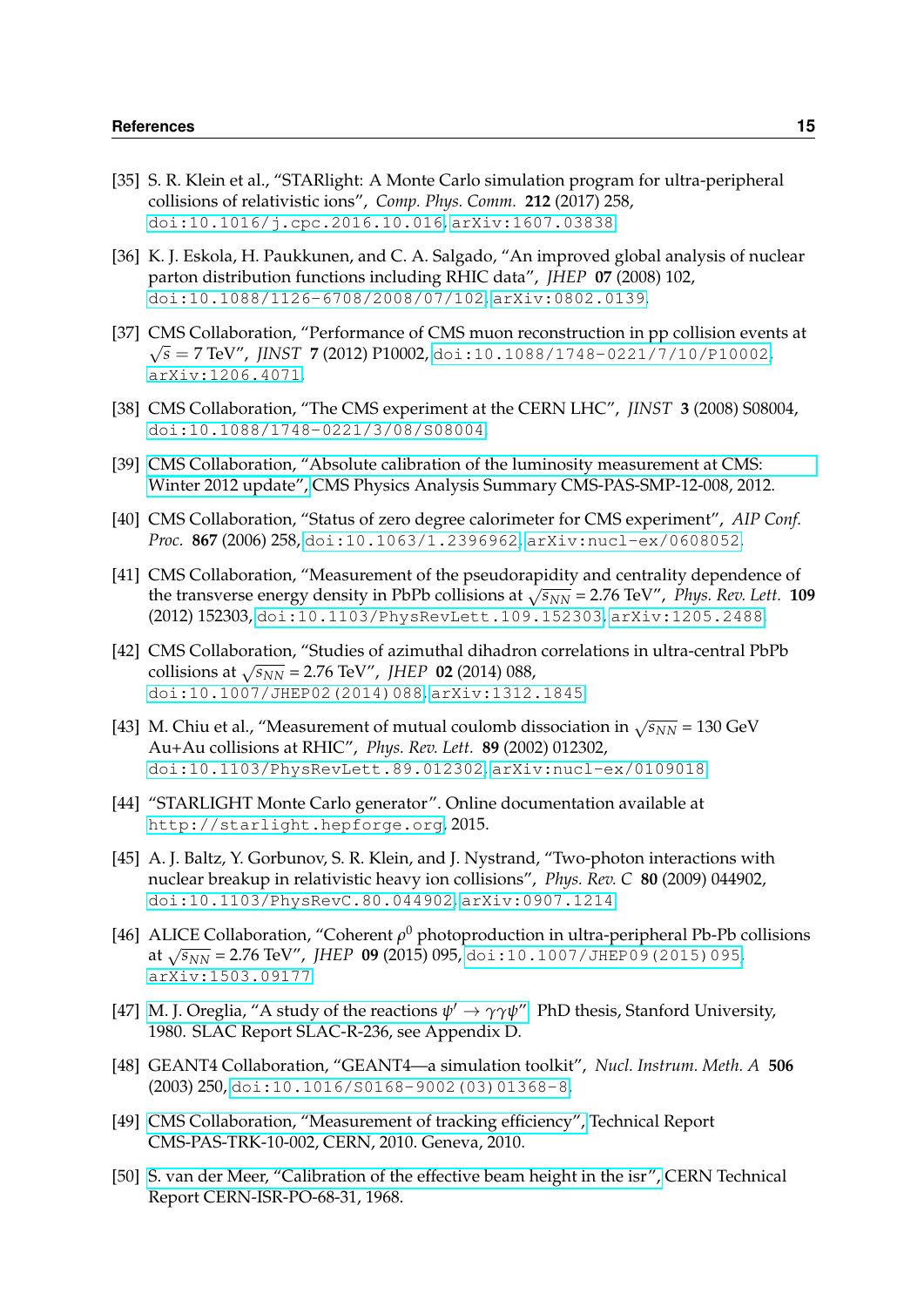[35] S. R. Klein et al., “STARlight: A Monte Carlo simulation program for ultra-peripheral collisions of relativistic ions”, *Comp. Phys. Comm.* **212** (2017) 258, doi:10.1016/j.cpc.2016.10.016, arXiv:1607.03838.

[36] K. J. Eskola, H. Paukkunen, and C. A. Salgado, “An improved global analysis of nuclear parton distribution functions including RHIC data”, *JHEP* **07** (2008) 102, doi:10.1088/1126-6708/2008/07/102, arXiv:0802.0139.

[37] CMS Collaboration, “Performance of CMS muon reconstruction in pp collision events at $\sqrt{s} = 7$ TeV”, *JINST* **7** (2012) P10002, doi:10.1088/1748-0221/7/10/P10002, arXiv:1206.4071.

[38] CMS Collaboration, “The CMS experiment at the CERN LHC”, *JINST* **3** (2008) S08004, doi:10.1088/1748-0221/3/08/S08004.

[39] CMS Collaboration, “Absolute calibration of the luminosity measurement at CMS: Winter 2012 update”, CMS Physics Analysis Summary CMS-PAS-SMP-12-008, 2012.

[40] CMS Collaboration, “Status of zero degree calorimeter for CMS experiment”, *AIP Conf. Proc.* **867** (2006) 258, doi:10.1063/1.2396962, arXiv:nucl-ex/0608052.

[41] CMS Collaboration, “Measurement of the pseudorapidity and centrality dependence of the transverse energy density in PbPb collisions at $\sqrt{s_{NN}} = 2.76$ TeV”, *Phys. Rev. Lett.* **109** (2012) 152303, doi:10.1103/PhysRevLett.109.152303, arXiv:1205.2488.

[42] CMS Collaboration, “Studies of azimuthal dihadron correlations in ultra-central PbPb collisions at $\sqrt{s_{NN}} = 2.76$ TeV”, *JHEP* **02** (2014) 088, doi:10.1007/JHEP02(2014)088, arXiv:1312.1845.

[43] M. Chiu et al., “Measurement of mutual coulomb dissociation in $\sqrt{s_{NN}} = 130$ GeV Au+Au collisions at RHIC”, *Phys. Rev. Lett.* **89** (2002) 012302, doi:10.1103/PhysRevLett.89.012302, arXiv:nucl-ex/0109018.

[44] “STARLIGHT Monte Carlo generator”. Online documentation available at http://starlight.hepforge.org, 2015.

[45] A. J. Baltz, Y. Gorbunov, S. R. Klein, and J. Nystrand, “Two-photon interactions with nuclear breakup in relativistic heavy ion collisions”, *Phys. Rev. C* **80** (2009) 044902, doi:10.1103/PhysRevC.80.044902, arXiv:0907.1214.

[46] ALICE Collaboration, “Coherent $\rho^0$ photoproduction in ultra-peripheral Pb-Pb collisions at $\sqrt{s_{NN}} = 2.76$ TeV”, *JHEP* **09** (2015) 095, doi:10.1007/JHEP09(2015)095, arXiv:1503.09177.

[47] M. J. Oreglia, “A study of the reactions $\psi' \to \gamma\gamma\psi$”. PhD thesis, Stanford University, 1980. SLAC Report SLAC-R-236, see Appendix D.

[48] GEANT4 Collaboration, “GEANT4—a simulation toolkit”, *Nucl. Instrum. Meth. A* **506** (2003) 250, doi:10.1016/S0168-9002(03)01368-8.

[49] CMS Collaboration, “Measurement of tracking efficiency”, Technical Report CMS-PAS-TRK-10-002, CERN, 2010. Geneva, 2010.

[50] S. van der Meer, “Calibration of the effective beam height in the isr”, CERN Technical Report CERN-ISR-PO-68-31, 1968.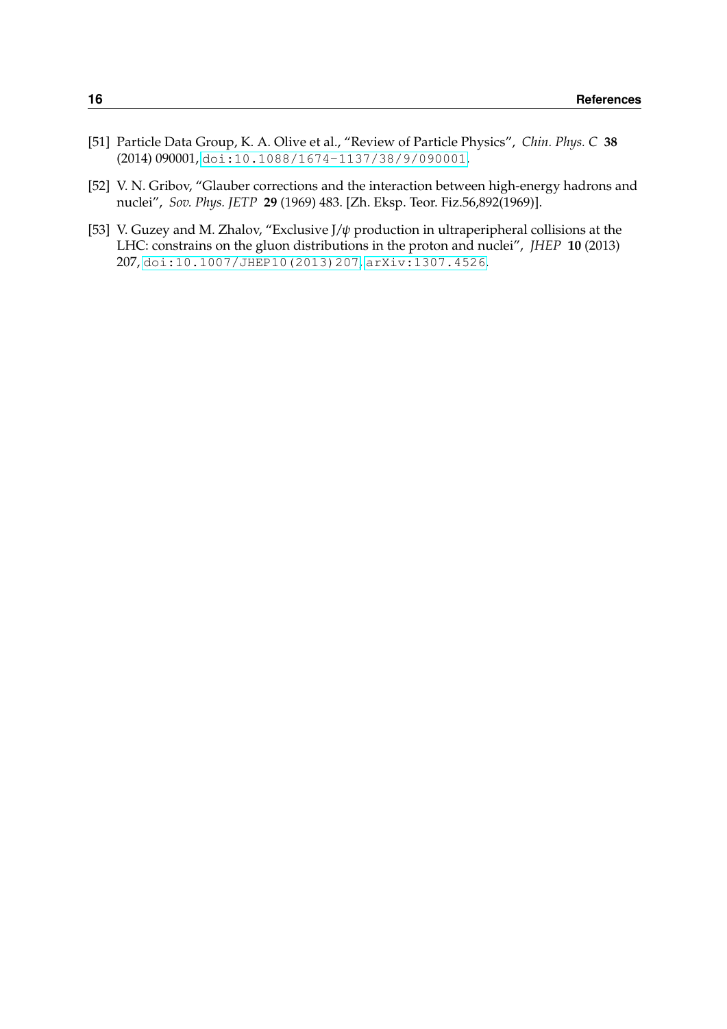[51] Particle Data Group, K. A. Olive et al., "Review of Particle Physics", *Chin. Phys. C* **38** (2014) 090001, doi:10.1088/1674-1137/38/9/090001.

[52] V. N. Gribov, "Glauber corrections and the interaction between high-energy hadrons and nuclei", *Sov. Phys. JETP* **29** (1969) 483. [Zh. Eksp. Teor. Fiz.56,892(1969)].

[53] V. Guzey and M. Zhalov, "Exclusive J/$\psi$ production in ultraperipheral collisions at the LHC: constrains on the gluon distributions in the proton and nuclei", *JHEP* **10** (2013) 207, doi:10.1007/JHEP10(2013)207, arXiv:1307.4526.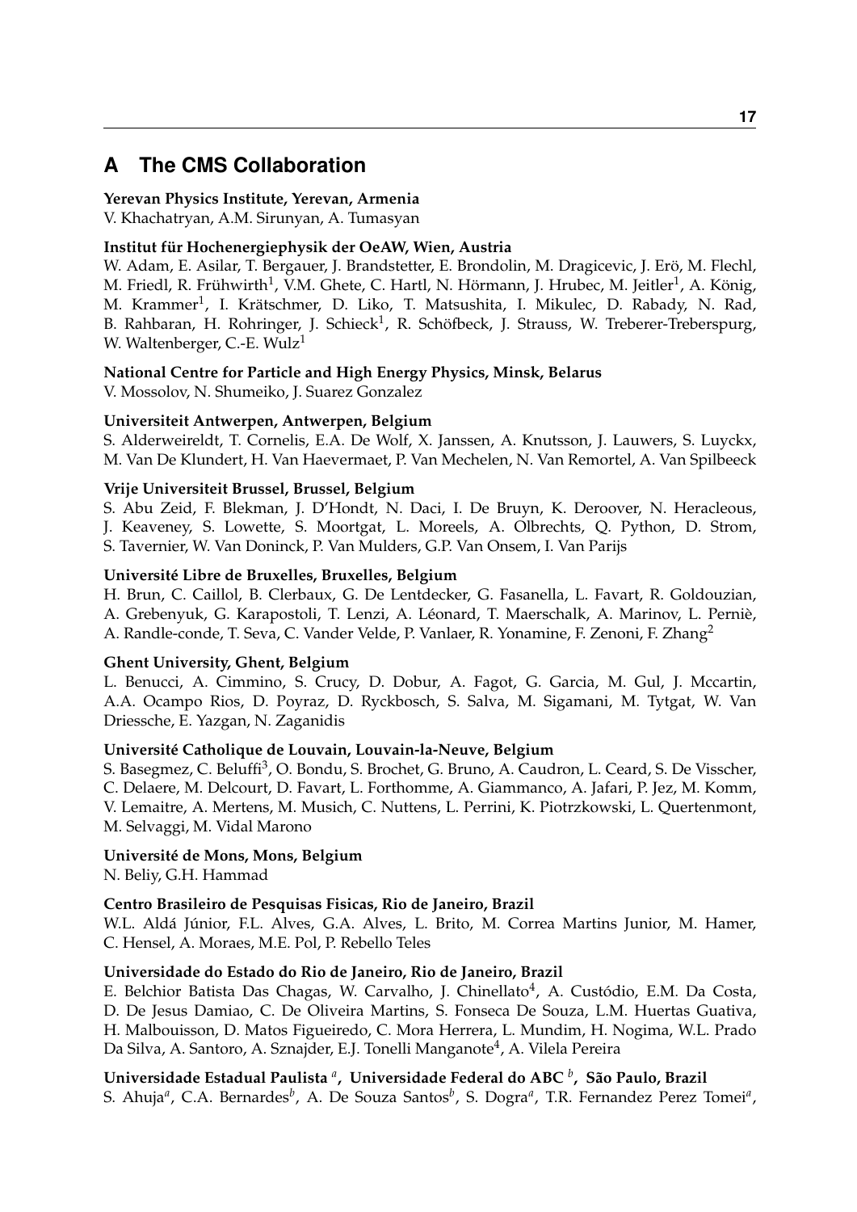# A The CMS Collaboration

**Yerevan Physics Institute, Yerevan, Armenia**
V. Khachatryan, A.M. Sirunyan, A. Tumasyan

**Institut für Hochenergiephysik der OeAW, Wien, Austria**
W. Adam, E. Asilar, T. Bergauer, J. Brandstetter, E. Brondolin, M. Dragicevic, J. Erö, M. Flechl, M. Friedl, R. Frühwirth[1], V.M. Ghete, C. Hartl, N. Hörmann, J. Hrubec, M. Jeitler[1], A. König, M. Krammer[1], I. Krätschmer, D. Liko, T. Matsushita, I. Mikulec, D. Rabady, N. Rad, B. Rahbaran, H. Rohringer, J. Schieck[1], R. Schöfbeck, J. Strauss, W. Treberer-Treberspurg, W. Waltenberger, C.-E. Wulz[1]

**National Centre for Particle and High Energy Physics, Minsk, Belarus**
V. Mossolov, N. Shumeiko, J. Suarez Gonzalez

**Universiteit Antwerpen, Antwerpen, Belgium**
S. Alderweireldt, T. Cornelis, E.A. De Wolf, X. Janssen, A. Knutsson, J. Lauwers, S. Luyckx, M. Van De Klundert, H. Van Haevermaet, P. Van Mechelen, N. Van Remortel, A. Van Spilbeeck

**Vrije Universiteit Brussel, Brussel, Belgium**
S. Abu Zeid, F. Blekman, J. D'Hondt, N. Daci, I. De Bruyn, K. Deroover, N. Heracleous, J. Keaveney, S. Lowette, S. Moortgat, L. Moreels, A. Olbrechts, Q. Python, D. Strom, S. Tavernier, W. Van Doninck, P. Van Mulders, G.P. Van Onsem, I. Van Parijs

**Université Libre de Bruxelles, Bruxelles, Belgium**
H. Brun, C. Caillol, B. Clerbaux, G. De Lentdecker, G. Fasanella, L. Favart, R. Goldouzian, A. Grebenyuk, G. Karapostoli, T. Lenzi, A. Léonard, T. Maerschalk, A. Marinov, L. Perniè, A. Randle-conde, T. Seva, C. Vander Velde, P. Vanlaer, R. Yonamine, F. Zenoni, F. Zhang[2]

**Ghent University, Ghent, Belgium**
L. Benucci, A. Cimmino, S. Crucy, D. Dobur, A. Fagot, G. Garcia, M. Gul, J. Mccartin, A.A. Ocampo Rios, D. Poyraz, D. Ryckbosch, S. Salva, M. Sigamani, M. Tytgat, W. Van Driessche, E. Yazgan, N. Zaganidis

**Université Catholique de Louvain, Louvain-la-Neuve, Belgium**
S. Basegmez, C. Beluffi[3], O. Bondu, S. Brochet, G. Bruno, A. Caudron, L. Ceard, S. De Visscher, C. Delaere, M. Delcourt, D. Favart, L. Forthomme, A. Giammanco, A. Jafari, P. Jez, M. Komm, V. Lemaitre, A. Mertens, M. Musich, C. Nuttens, L. Perrini, K. Piotrzkowski, L. Quertenmont, M. Selvaggi, M. Vidal Marono

**Université de Mons, Mons, Belgium**
N. Beliy, G.H. Hammad

**Centro Brasileiro de Pesquisas Fisicas, Rio de Janeiro, Brazil**
W.L. Aldá Júnior, F.L. Alves, G.A. Alves, L. Brito, M. Correa Martins Junior, M. Hamer, C. Hensel, A. Moraes, M.E. Pol, P. Rebello Teles

**Universidade do Estado do Rio de Janeiro, Rio de Janeiro, Brazil**
E. Belchior Batista Das Chagas, W. Carvalho, J. Chinellato[4], A. Custódio, E.M. Da Costa, D. De Jesus Damiao, C. De Oliveira Martins, S. Fonseca De Souza, L.M. Huertas Guativa, H. Malbouisson, D. Matos Figueiredo, C. Mora Herrera, L. Mundim, H. Nogima, W.L. Prado Da Silva, A. Santoro, A. Sznajder, E.J. Tonelli Manganote[4], A. Vilela Pereira

**Universidade Estadual Paulista [a], Universidade Federal do ABC [b], São Paulo, Brazil**
S. Ahuja[a], C.A. Bernardes[b], A. De Souza Santos[b], S. Dogra[a], T.R. Fernandez Perez Tomei[a],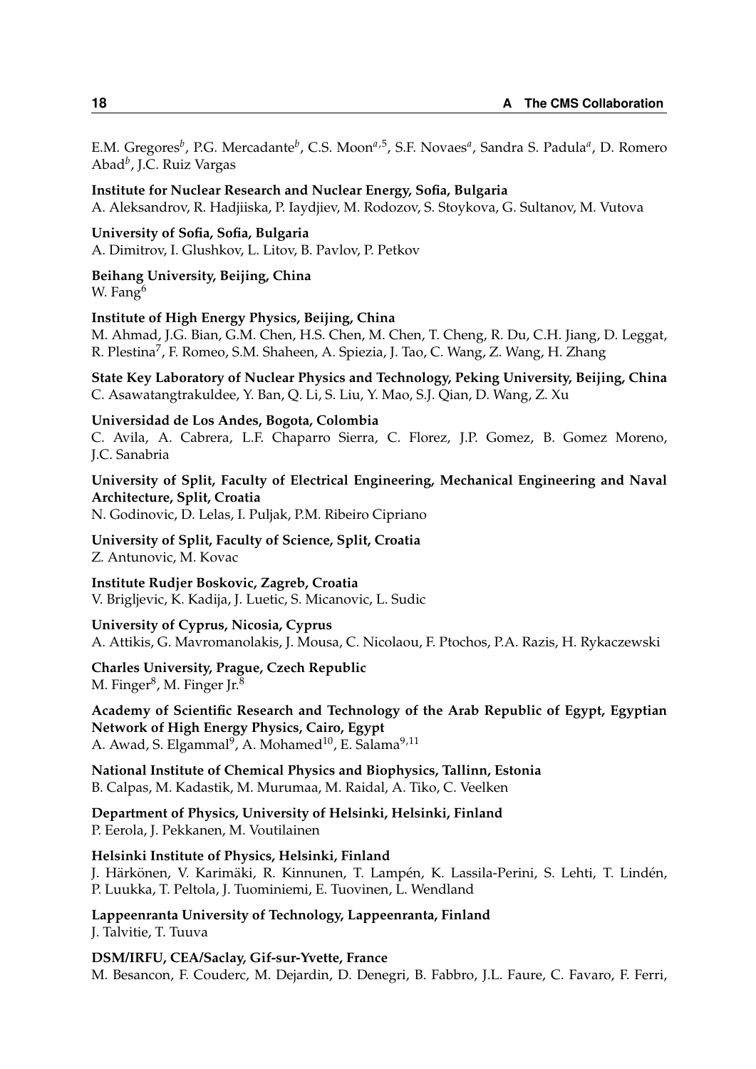E.M. Gregores[b], P.G. Mercadante[b], C.S. Moon[a,5], S.F. Novaes[a], Sandra S. Padula[a], D. Romero Abad[b], J.C. Ruiz Vargas

**Institute for Nuclear Research and Nuclear Energy, Sofia, Bulgaria**
A. Aleksandrov, R. Hadjiiska, P. Iaydjiev, M. Rodozov, S. Stoykova, G. Sultanov, M. Vutova

**University of Sofia, Sofia, Bulgaria**
A. Dimitrov, I. Glushkov, L. Litov, B. Pavlov, P. Petkov

**Beihang University, Beijing, China**
W. Fang[6]

**Institute of High Energy Physics, Beijing, China**
M. Ahmad, J.G. Bian, G.M. Chen, H.S. Chen, M. Chen, T. Cheng, R. Du, C.H. Jiang, D. Leggat, R. Plestina[7], F. Romeo, S.M. Shaheen, A. Spiezia, J. Tao, C. Wang, Z. Wang, H. Zhang

**State Key Laboratory of Nuclear Physics and Technology, Peking University, Beijing, China**
C. Asawatangtrakuldee, Y. Ban, Q. Li, S. Liu, Y. Mao, S.J. Qian, D. Wang, Z. Xu

**Universidad de Los Andes, Bogota, Colombia**
C. Avila, A. Cabrera, L.F. Chaparro Sierra, C. Florez, J.P. Gomez, B. Gomez Moreno, J.C. Sanabria

**University of Split, Faculty of Electrical Engineering, Mechanical Engineering and Naval Architecture, Split, Croatia**
N. Godinovic, D. Lelas, I. Puljak, P.M. Ribeiro Cipriano

**University of Split, Faculty of Science, Split, Croatia**
Z. Antunovic, M. Kovac

**Institute Rudjer Boskovic, Zagreb, Croatia**
V. Brigljevic, K. Kadija, J. Luetic, S. Micanovic, L. Sudic

**University of Cyprus, Nicosia, Cyprus**
A. Attikis, G. Mavromanolakis, J. Mousa, C. Nicolaou, F. Ptochos, P.A. Razis, H. Rykaczewski

**Charles University, Prague, Czech Republic**
M. Finger[8], M. Finger Jr.[8]

**Academy of Scientific Research and Technology of the Arab Republic of Egypt, Egyptian Network of High Energy Physics, Cairo, Egypt**
A. Awad, S. Elgammal[9], A. Mohamed[10], E. Salama[9,11]

**National Institute of Chemical Physics and Biophysics, Tallinn, Estonia**
B. Calpas, M. Kadastik, M. Murumaa, M. Raidal, A. Tiko, C. Veelken

**Department of Physics, University of Helsinki, Helsinki, Finland**
P. Eerola, J. Pekkanen, M. Voutilainen

**Helsinki Institute of Physics, Helsinki, Finland**
J. Härkönen, V. Karimäki, R. Kinnunen, T. Lampén, K. Lassila-Perini, S. Lehti, T. Lindén, P. Luukka, T. Peltola, J. Tuominiemi, E. Tuovinen, L. Wendland

**Lappeenranta University of Technology, Lappeenranta, Finland**
J. Talvitie, T. Tuuva

**DSM/IRFU, CEA/Saclay, Gif-sur-Yvette, France**
M. Besancon, F. Couderc, M. Dejardin, D. Denegri, B. Fabbro, J.L. Faure, C. Favaro, F. Ferri,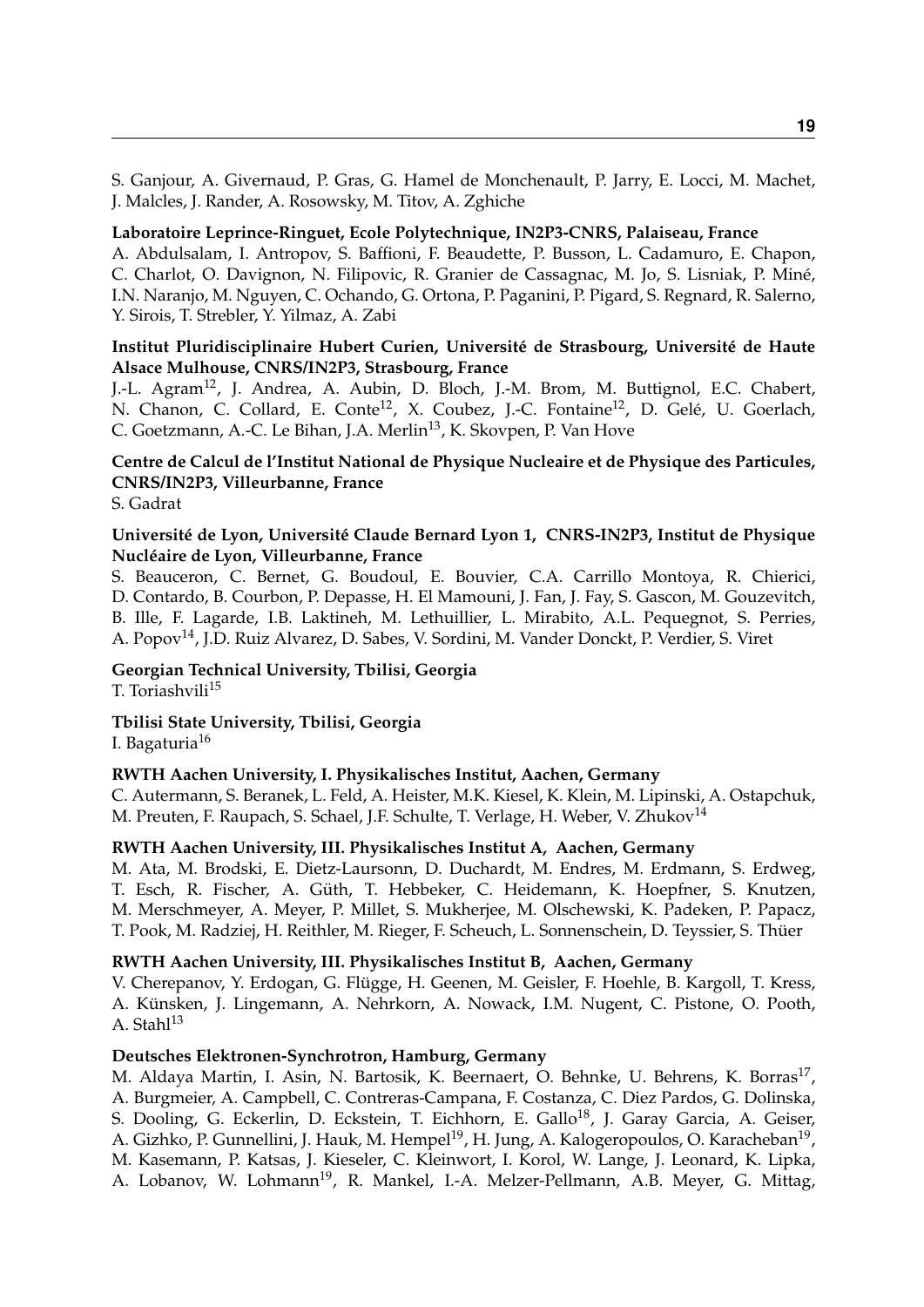S. Ganjour, A. Givernaud, P. Gras, G. Hamel de Monchenault, P. Jarry, E. Locci, M. Machet, J. Malcles, J. Rander, A. Rosowsky, M. Titov, A. Zghiche

**Laboratoire Leprince-Ringuet, Ecole Polytechnique, IN2P3-CNRS, Palaiseau, France**
A. Abdulsalam, I. Antropov, S. Baffioni, F. Beaudette, P. Busson, L. Cadamuro, E. Chapon, C. Charlot, O. Davignon, N. Filipovic, R. Granier de Cassagnac, M. Jo, S. Lisniak, P. Miné, I.N. Naranjo, M. Nguyen, C. Ochando, G. Ortona, P. Paganini, P. Pigard, S. Regnard, R. Salerno, Y. Sirois, T. Strebler, Y. Yilmaz, A. Zabi

**Institut Pluridisciplinaire Hubert Curien, Université de Strasbourg, Université de Haute Alsace Mulhouse, CNRS/IN2P3, Strasbourg, France**
J.-L. Agram[12], J. Andrea, A. Aubin, D. Bloch, J.-M. Brom, M. Buttignol, E.C. Chabert, N. Chanon, C. Collard, E. Conte[12], X. Coubez, J.-C. Fontaine[12], D. Gelé, U. Goerlach, C. Goetzmann, A.-C. Le Bihan, J.A. Merlin[13], K. Skovpen, P. Van Hove

**Centre de Calcul de l'Institut National de Physique Nucleaire et de Physique des Particules, CNRS/IN2P3, Villeurbanne, France**
S. Gadrat

**Université de Lyon, Université Claude Bernard Lyon 1, CNRS-IN2P3, Institut de Physique Nucléaire de Lyon, Villeurbanne, France**
S. Beauceron, C. Bernet, G. Boudoul, E. Bouvier, C.A. Carrillo Montoya, R. Chierici, D. Contardo, B. Courbon, P. Depasse, H. El Mamouni, J. Fan, J. Fay, S. Gascon, M. Gouzevitch, B. Ille, F. Lagarde, I.B. Laktineh, M. Lethuillier, L. Mirabito, A.L. Pequegnot, S. Perries, A. Popov[14], J.D. Ruiz Alvarez, D. Sabes, V. Sordini, M. Vander Donckt, P. Verdier, S. Viret

**Georgian Technical University, Tbilisi, Georgia**
T. Toriashvili[15]

**Tbilisi State University, Tbilisi, Georgia**
I. Bagaturia[16]

**RWTH Aachen University, I. Physikalisches Institut, Aachen, Germany**
C. Autermann, S. Beranek, L. Feld, A. Heister, M.K. Kiesel, K. Klein, M. Lipinski, A. Ostapchuk, M. Preuten, F. Raupach, S. Schael, J.F. Schulte, T. Verlage, H. Weber, V. Zhukov[14]

**RWTH Aachen University, III. Physikalisches Institut A, Aachen, Germany**
M. Ata, M. Brodski, E. Dietz-Laursonn, D. Duchardt, M. Endres, M. Erdmann, S. Erdweg, T. Esch, R. Fischer, A. Güth, T. Hebbeker, C. Heidemann, K. Hoepfner, S. Knutzen, M. Merschmeyer, A. Meyer, P. Millet, S. Mukherjee, M. Olschewski, K. Padeken, P. Papacz, T. Pook, M. Radziej, H. Reithler, M. Rieger, F. Scheuch, L. Sonnenschein, D. Teyssier, S. Thüer

**RWTH Aachen University, III. Physikalisches Institut B, Aachen, Germany**
V. Cherepanov, Y. Erdogan, G. Flügge, H. Geenen, M. Geisler, F. Hoehle, B. Kargoll, T. Kress, A. Künsken, J. Lingemann, A. Nehrkorn, A. Nowack, I.M. Nugent, C. Pistone, O. Pooth, A. Stahl[13]

**Deutsches Elektronen-Synchrotron, Hamburg, Germany**
M. Aldaya Martin, I. Asin, N. Bartosik, K. Beernaert, O. Behnke, U. Behrens, K. Borras[17], A. Burgmeier, A. Campbell, C. Contreras-Campana, F. Costanza, C. Diez Pardos, G. Dolinska, S. Dooling, G. Eckerlin, D. Eckstein, T. Eichhorn, E. Gallo[18], J. Garay Garcia, A. Geiser, A. Gizhko, P. Gunnellini, J. Hauk, M. Hempel[19], H. Jung, A. Kalogeropoulos, O. Karacheban[19], M. Kasemann, P. Katsas, J. Kieseler, C. Kleinwort, I. Korol, W. Lange, J. Leonard, K. Lipka, A. Lobanov, W. Lohmann[19], R. Mankel, I.-A. Melzer-Pellmann, A.B. Meyer, G. Mittag,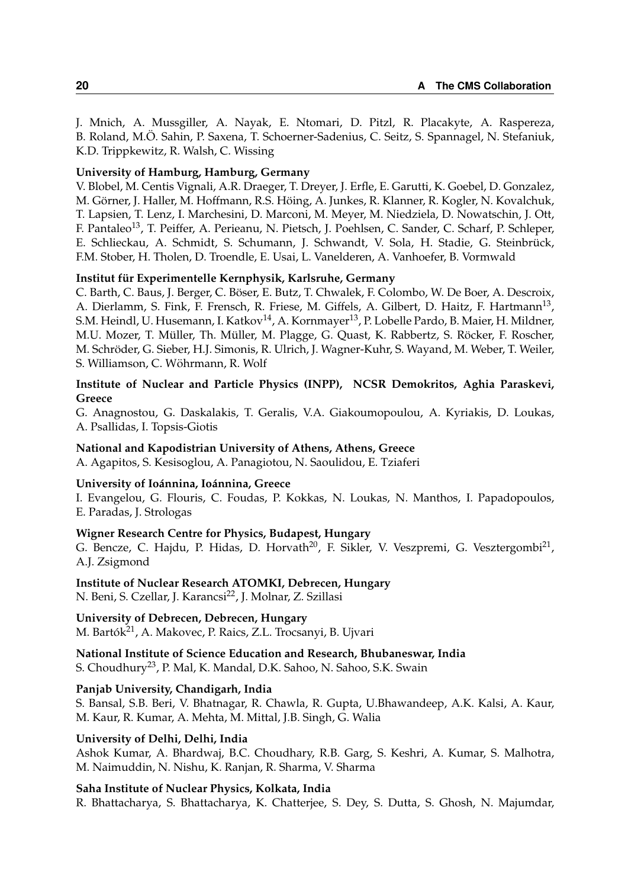J. Mnich, A. Mussgiller, A. Nayak, E. Ntomari, D. Pitzl, R. Placakyte, A. Raspereza, B. Roland, M.Ö. Sahin, P. Saxena, T. Schoerner-Sadenius, C. Seitz, S. Spannagel, N. Stefaniuk, K.D. Trippkewitz, R. Walsh, C. Wissing

**University of Hamburg, Hamburg, Germany**
V. Blobel, M. Centis Vignali, A.R. Draeger, T. Dreyer, J. Erfle, E. Garutti, K. Goebel, D. Gonzalez, M. Görner, J. Haller, M. Hoffmann, R.S. Höing, A. Junkes, R. Klanner, R. Kogler, N. Kovalchuk, T. Lapsien, T. Lenz, I. Marchesini, D. Marconi, M. Meyer, M. Niedziela, D. Nowatschin, J. Ott, F. Pantaleo[13], T. Peiffer, A. Perieanu, N. Pietsch, J. Poehlsen, C. Sander, C. Scharf, P. Schleper, E. Schlieckau, A. Schmidt, S. Schumann, J. Schwandt, V. Sola, H. Stadie, G. Steinbrück, F.M. Stober, H. Tholen, D. Troendle, E. Usai, L. Vanelderen, A. Vanhoefer, B. Vormwald

**Institut für Experimentelle Kernphysik, Karlsruhe, Germany**
C. Barth, C. Baus, J. Berger, C. Böser, E. Butz, T. Chwalek, F. Colombo, W. De Boer, A. Descroix, A. Dierlamm, S. Fink, F. Frensch, R. Friese, M. Giffels, A. Gilbert, D. Haitz, F. Hartmann[13], S.M. Heindl, U. Husemann, I. Katkov[14], A. Kornmayer[13], P. Lobelle Pardo, B. Maier, H. Mildner, M.U. Mozer, T. Müller, Th. Müller, M. Plagge, G. Quast, K. Rabbertz, S. Röcker, F. Roscher, M. Schröder, G. Sieber, H.J. Simonis, R. Ulrich, J. Wagner-Kuhr, S. Wayand, M. Weber, T. Weiler, S. Williamson, C. Wöhrmann, R. Wolf

**Institute of Nuclear and Particle Physics (INPP), NCSR Demokritos, Aghia Paraskevi, Greece**
G. Anagnostou, G. Daskalakis, T. Geralis, V.A. Giakoumopoulou, A. Kyriakis, D. Loukas, A. Psallidas, I. Topsis-Giotis

**National and Kapodistrian University of Athens, Athens, Greece**
A. Agapitos, S. Kesisoglou, A. Panagiotou, N. Saoulidou, E. Tziaferi

**University of Ioánnina, Ioánnina, Greece**
I. Evangelou, G. Flouris, C. Foudas, P. Kokkas, N. Loukas, N. Manthos, I. Papadopoulos, E. Paradas, J. Strologas

**Wigner Research Centre for Physics, Budapest, Hungary**
G. Bencze, C. Hajdu, P. Hidas, D. Horvath[20], F. Sikler, V. Veszpremi, G. Vesztergombi[21], A.J. Zsigmond

**Institute of Nuclear Research ATOMKI, Debrecen, Hungary**
N. Beni, S. Czellar, J. Karancsi[22], J. Molnar, Z. Szillasi

**University of Debrecen, Debrecen, Hungary**
M. Bartók[21], A. Makovec, P. Raics, Z.L. Trocsanyi, B. Ujvari

**National Institute of Science Education and Research, Bhubaneswar, India**
S. Choudhury[23], P. Mal, K. Mandal, D.K. Sahoo, N. Sahoo, S.K. Swain

**Panjab University, Chandigarh, India**
S. Bansal, S.B. Beri, V. Bhatnagar, R. Chawla, R. Gupta, U.Bhawandeep, A.K. Kalsi, A. Kaur, M. Kaur, R. Kumar, A. Mehta, M. Mittal, J.B. Singh, G. Walia

**University of Delhi, Delhi, India**
Ashok Kumar, A. Bhardwaj, B.C. Choudhary, R.B. Garg, S. Keshri, A. Kumar, S. Malhotra, M. Naimuddin, N. Nishu, K. Ranjan, R. Sharma, V. Sharma

**Saha Institute of Nuclear Physics, Kolkata, India**
R. Bhattacharya, S. Bhattacharya, K. Chatterjee, S. Dey, S. Dutta, S. Ghosh, N. Majumdar,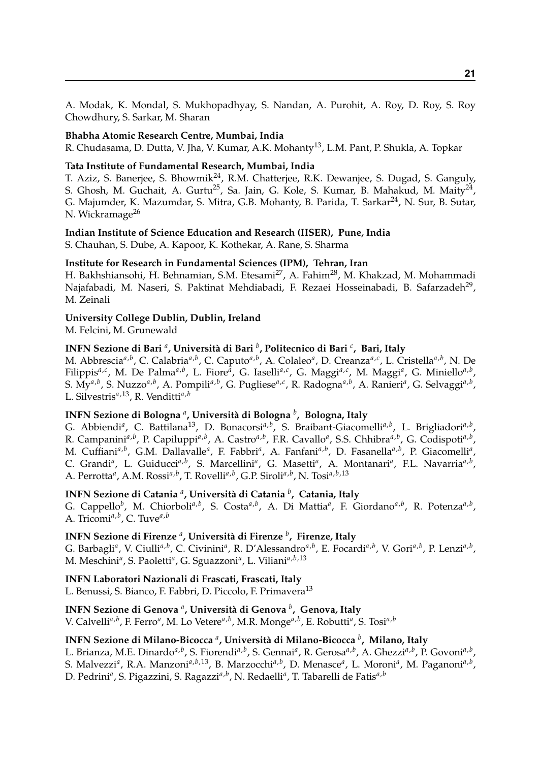A. Modak, K. Mondal, S. Mukhopadhyay, S. Nandan, A. Purohit, A. Roy, D. Roy, S. Roy Chowdhury, S. Sarkar, M. Sharan

**Bhabha Atomic Research Centre, Mumbai, India**
R. Chudasama, D. Dutta, V. Jha, V. Kumar, A.K. Mohanty[13], L.M. Pant, P. Shukla, A. Topkar

**Tata Institute of Fundamental Research, Mumbai, India**
T. Aziz, S. Banerjee, S. Bhowmik[24], R.M. Chatterjee, R.K. Dewanjee, S. Dugad, S. Ganguly, S. Ghosh, M. Guchait, A. Gurtu[25], Sa. Jain, G. Kole, S. Kumar, B. Mahakud, M. Maity[24], G. Majumder, K. Mazumdar, S. Mitra, G.B. Mohanty, B. Parida, T. Sarkar[24], N. Sur, B. Sutar, N. Wickramage[26]

**Indian Institute of Science Education and Research (IISER), Pune, India**
S. Chauhan, S. Dube, A. Kapoor, K. Kothekar, A. Rane, S. Sharma

**Institute for Research in Fundamental Sciences (IPM), Tehran, Iran**
H. Bakhshiansohi, H. Behnamian, S.M. Etesami[27], A. Fahim[28], M. Khakzad, M. Mohammadi Najafabadi, M. Naseri, S. Paktinat Mehdiabadi, F. Rezaei Hosseinabadi, B. Safarzadeh[29], M. Zeinali

**University College Dublin, Dublin, Ireland**
M. Felcini, M. Grunewald

**INFN Sezione di Bari [a], Università di Bari [b], Politecnico di Bari [c], Bari, Italy**
M. Abbrescia[a,b], C. Calabria[a,b], C. Caputo[a,b], A. Colaleo[a], D. Creanza[a,c], L. Cristella[a,b], N. De Filippis[a,c], M. De Palma[a,b], L. Fiore[a], G. Iaselli[a,c], G. Maggi[a,c], M. Maggi[a], G. Miniello[a,b], S. My[a,b], S. Nuzzo[a,b], A. Pompili[a,b], G. Pugliese[a,c], R. Radogna[a,b], A. Ranieri[a], G. Selvaggi[a,b], L. Silvestris[a,13], R. Venditti[a,b]

**INFN Sezione di Bologna [a], Università di Bologna [b], Bologna, Italy**
G. Abbiendi[a], C. Battilana[13], D. Bonacorsi[a,b], S. Braibant-Giacomelli[a,b], L. Brigliadori[a,b], R. Campanini[a,b], P. Capiluppi[a,b], A. Castro[a,b], F.R. Cavallo[a], S.S. Chhibra[a,b], G. Codispoti[a,b], M. Cuffiani[a,b], G.M. Dallavalle[a], F. Fabbri[a], A. Fanfani[a,b], D. Fasanella[a,b], P. Giacomelli[a], C. Grandi[a], L. Guiducci[a,b], S. Marcellini[a], G. Masetti[a], A. Montanari[a], F.L. Navarria[a,b], A. Perrotta[a], A.M. Rossi[a,b], T. Rovelli[a,b], G.P. Siroli[a,b], N. Tosi[a,b,13]

**INFN Sezione di Catania [a], Università di Catania [b], Catania, Italy**
G. Cappello[b], M. Chiorboli[a,b], S. Costa[a,b], A. Di Mattia[a], F. Giordano[a,b], R. Potenza[a,b], A. Tricomi[a,b], C. Tuve[a,b]

**INFN Sezione di Firenze [a], Università di Firenze [b], Firenze, Italy**
G. Barbagli[a], V. Ciulli[a,b], C. Civinini[a], R. D'Alessandro[a,b], E. Focardi[a,b], V. Gori[a,b], P. Lenzi[a,b], M. Meschini[a], S. Paoletti[a], G. Sguazzoni[a], L. Viliani[a,b,13]

**INFN Laboratori Nazionali di Frascati, Frascati, Italy**
L. Benussi, S. Bianco, F. Fabbri, D. Piccolo, F. Primavera[13]

**INFN Sezione di Genova [a], Università di Genova [b], Genova, Italy**
V. Calvelli[a,b], F. Ferro[a], M. Lo Vetere[a,b], M.R. Monge[a,b], E. Robutti[a], S. Tosi[a,b]

**INFN Sezione di Milano-Bicocca [a], Università di Milano-Bicocca [b], Milano, Italy**
L. Brianza, M.E. Dinardo[a,b], S. Fiorendi[a,b], S. Gennai[a], R. Gerosa[a,b], A. Ghezzi[a,b], P. Govoni[a,b], S. Malvezzi[a], R.A. Manzoni[a,b,13], B. Marzocchi[a,b], D. Menasce[a], L. Moroni[a], M. Paganoni[a,b], D. Pedrini[a], S. Pigazzini, S. Ragazzi[a,b], N. Redaelli[a], T. Tabarelli de Fatis[a,b]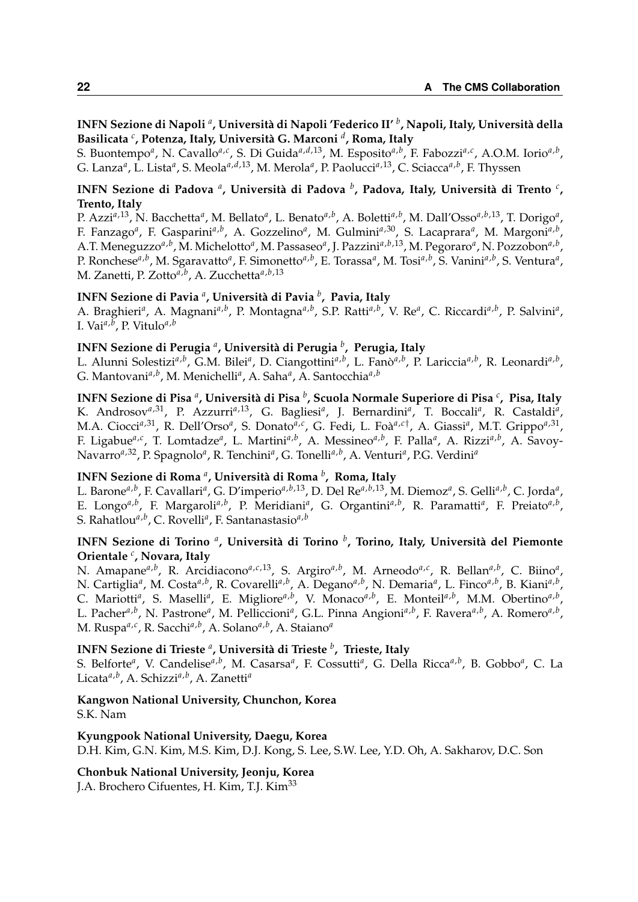**INFN Sezione di Napoli [a], Università di Napoli 'Federico II' [b], Napoli, Italy, Università della Basilicata [c], Potenza, Italy, Università G. Marconi [d], Roma, Italy**
S. Buontempo[a], N. Cavallo[a,c], S. Di Guida[a,d,13], M. Esposito[a,b], F. Fabozzi[a,c], A.O.M. Iorio[a,b], G. Lanza[a], L. Lista[a], S. Meola[a,d,13], M. Merola[a], P. Paolucci[a,13], C. Sciacca[a,b], F. Thyssen

**INFN Sezione di Padova [a], Università di Padova [b], Padova, Italy, Università di Trento [c], Trento, Italy**
P. Azzi[a,13], N. Bacchetta[a], M. Bellato[a], L. Benato[a,b], A. Boletti[a,b], M. Dall'Osso[a,b,13], T. Dorigo[a], F. Fanzago[a], F. Gasparini[a,b], A. Gozzelino[a], M. Gulmini[a,30], S. Lacaprara[a], M. Margoni[a,b], A.T. Meneguzzo[a,b], M. Michelotto[a], M. Passaseo[a], J. Pazzini[a,b,13], M. Pegoraro[a], N. Pozzobon[a,b], P. Ronchese[a,b], M. Sgaravatto[a], F. Simonetto[a,b], E. Torassa[a], M. Tosi[a,b], S. Vanini[a,b], S. Ventura[a], M. Zanetti, P. Zotto[a,b], A. Zucchetta[a,b,13]

**INFN Sezione di Pavia [a], Università di Pavia [b], Pavia, Italy**
A. Braghieri[a], A. Magnani[a,b], P. Montagna[a,b], S.P. Ratti[a,b], V. Re[a], C. Riccardi[a,b], P. Salvini[a], I. Vai[a,b], P. Vitulo[a,b]

**INFN Sezione di Perugia [a], Università di Perugia [b], Perugia, Italy**
L. Alunni Solestizi[a,b], G.M. Bilei[a], D. Ciangottini[a,b], L. Fanò[a,b], P. Lariccia[a,b], R. Leonardi[a,b], G. Mantovani[a,b], M. Menichelli[a], A. Saha[a], A. Santocchia[a,b]

**INFN Sezione di Pisa [a], Università di Pisa [b], Scuola Normale Superiore di Pisa [c], Pisa, Italy**
K. Androsov[a,31], P. Azzurri[a,13], G. Bagliesi[a], J. Bernardini[a], T. Boccali[a], R. Castaldi[a], M.A. Ciocci[a,31], R. Dell'Orso[a], S. Donato[a,c], G. Fedi, L. Foà[a,c†], A. Giassi[a], M.T. Grippo[a,31], F. Ligabue[a,c], T. Lomtadze[a], L. Martini[a,b], A. Messineo[a,b], F. Palla[a], A. Rizzi[a,b], A. Savoy-Navarro[a,32], P. Spagnolo[a], R. Tenchini[a], G. Tonelli[a,b], A. Venturi[a], P.G. Verdini[a]

**INFN Sezione di Roma [a], Università di Roma [b], Roma, Italy**
L. Barone[a,b], F. Cavallari[a], G. D'imperio[a,b,13], D. Del Re[a,b,13], M. Diemoz[a], S. Gelli[a,b], C. Jorda[a], E. Longo[a,b], F. Margaroli[a,b], P. Meridiani[a], G. Organtini[a,b], R. Paramatti[a], F. Preiato[a,b], S. Rahatlou[a,b], C. Rovelli[a], F. Santanastasio[a,b]

**INFN Sezione di Torino [a], Università di Torino [b], Torino, Italy, Università del Piemonte Orientale [c], Novara, Italy**
N. Amapane[a,b], R. Arcidiacono[a,c,13], S. Argiro[a,b], M. Arneodo[a,c], R. Bellan[a,b], C. Biino[a], N. Cartiglia[a], M. Costa[a,b], R. Covarelli[a,b], A. Degano[a,b], N. Demaria[a], L. Finco[a,b], B. Kiani[a,b], C. Mariotti[a], S. Maselli[a], E. Migliore[a,b], V. Monaco[a,b], E. Monteil[a,b], M.M. Obertino[a,b], L. Pacher[a,b], N. Pastrone[a], M. Pelliccioni[a], G.L. Pinna Angioni[a,b], F. Ravera[a,b], A. Romero[a,b], M. Ruspa[a,c], R. Sacchi[a,b], A. Solano[a,b], A. Staiano[a]

**INFN Sezione di Trieste [a], Università di Trieste [b], Trieste, Italy**
S. Belforte[a], V. Candelise[a,b], M. Casarsa[a], F. Cossutti[a], G. Della Ricca[a,b], B. Gobbo[a], C. La Licata[a,b], A. Schizzi[a,b], A. Zanetti[a]

**Kangwon National University, Chunchon, Korea**
S.K. Nam

**Kyungpook National University, Daegu, Korea**
D.H. Kim, G.N. Kim, M.S. Kim, D.J. Kong, S. Lee, S.W. Lee, Y.D. Oh, A. Sakharov, D.C. Son

**Chonbuk National University, Jeonju, Korea**
J.A. Brochero Cifuentes, H. Kim, T.J. Kim[33]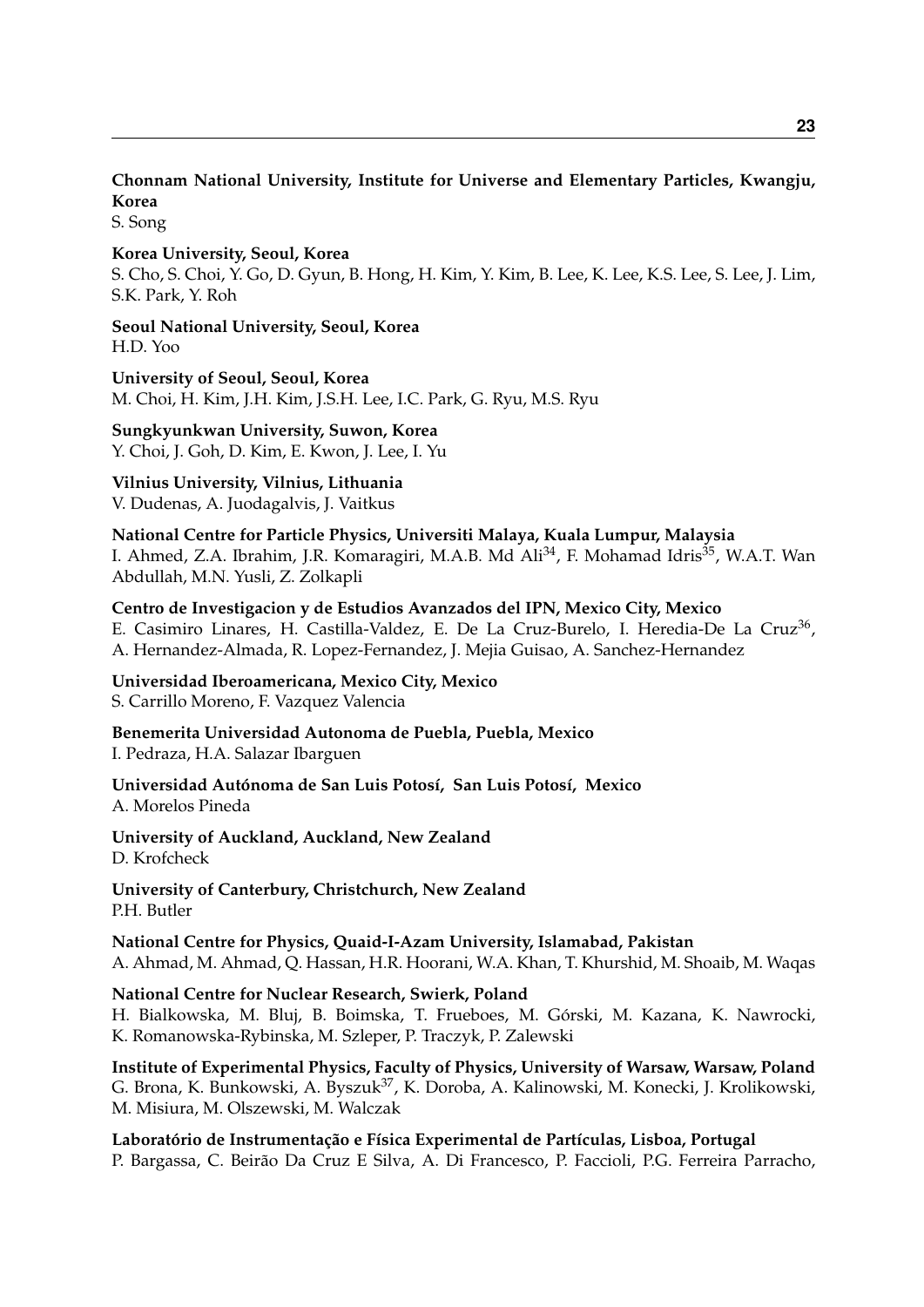**Chonnam National University, Institute for Universe and Elementary Particles, Kwangju, Korea**
S. Song

**Korea University, Seoul, Korea**
S. Cho, S. Choi, Y. Go, D. Gyun, B. Hong, H. Kim, Y. Kim, B. Lee, K. Lee, K.S. Lee, S. Lee, J. Lim, S.K. Park, Y. Roh

**Seoul National University, Seoul, Korea**
H.D. Yoo

**University of Seoul, Seoul, Korea**
M. Choi, H. Kim, J.H. Kim, J.S.H. Lee, I.C. Park, G. Ryu, M.S. Ryu

**Sungkyunkwan University, Suwon, Korea**
Y. Choi, J. Goh, D. Kim, E. Kwon, J. Lee, I. Yu

**Vilnius University, Vilnius, Lithuania**
V. Dudenas, A. Juodagalvis, J. Vaitkus

**National Centre for Particle Physics, Universiti Malaya, Kuala Lumpur, Malaysia**
I. Ahmed, Z.A. Ibrahim, J.R. Komaragiri, M.A.B. Md Ali[34], F. Mohamad Idris[35], W.A.T. Wan Abdullah, M.N. Yusli, Z. Zolkapli

**Centro de Investigacion y de Estudios Avanzados del IPN, Mexico City, Mexico**
E. Casimiro Linares, H. Castilla-Valdez, E. De La Cruz-Burelo, I. Heredia-De La Cruz[36], A. Hernandez-Almada, R. Lopez-Fernandez, J. Mejia Guisao, A. Sanchez-Hernandez

**Universidad Iberoamericana, Mexico City, Mexico**
S. Carrillo Moreno, F. Vazquez Valencia

**Benemerita Universidad Autonoma de Puebla, Puebla, Mexico**
I. Pedraza, H.A. Salazar Ibarguen

**Universidad Autónoma de San Luis Potosí, San Luis Potosí, Mexico**
A. Morelos Pineda

**University of Auckland, Auckland, New Zealand**
D. Krofcheck

**University of Canterbury, Christchurch, New Zealand**
P.H. Butler

**National Centre for Physics, Quaid-I-Azam University, Islamabad, Pakistan**
A. Ahmad, M. Ahmad, Q. Hassan, H.R. Hoorani, W.A. Khan, T. Khurshid, M. Shoaib, M. Waqas

**National Centre for Nuclear Research, Swierk, Poland**
H. Bialkowska, M. Bluj, B. Boimska, T. Frueboes, M. Górski, M. Kazana, K. Nawrocki, K. Romanowska-Rybinska, M. Szleper, P. Traczyk, P. Zalewski

**Institute of Experimental Physics, Faculty of Physics, University of Warsaw, Warsaw, Poland**
G. Brona, K. Bunkowski, A. Byszuk[37], K. Doroba, A. Kalinowski, M. Konecki, J. Krolikowski, M. Misiura, M. Olszewski, M. Walczak

**Laboratório de Instrumentação e Física Experimental de Partículas, Lisboa, Portugal**
P. Bargassa, C. Beirão Da Cruz E Silva, A. Di Francesco, P. Faccioli, P.G. Ferreira Parracho,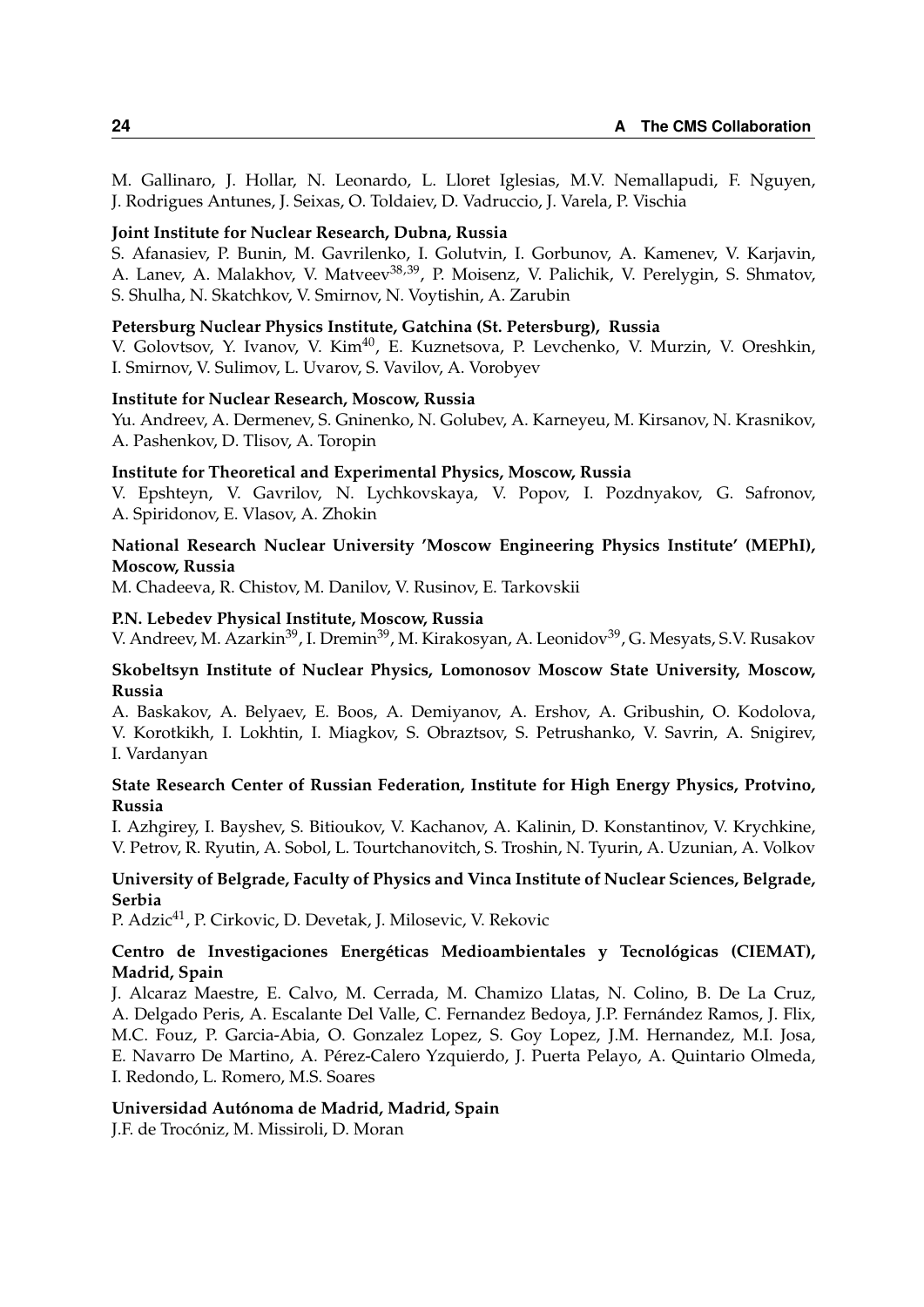M. Gallinaro, J. Hollar, N. Leonardo, L. Lloret Iglesias, M.V. Nemallapudi, F. Nguyen, J. Rodrigues Antunes, J. Seixas, O. Toldaiev, D. Vadruccio, J. Varela, P. Vischia

**Joint Institute for Nuclear Research, Dubna, Russia**

S. Afanasiev, P. Bunin, M. Gavrilenko, I. Golutvin, I. Gorbunov, A. Kamenev, V. Karjavin, A. Lanev, A. Malakhov, V. Matveev[38,39], P. Moisenz, V. Palichik, V. Perelygin, S. Shmatov, S. Shulha, N. Skatchkov, V. Smirnov, N. Voytishin, A. Zarubin

**Petersburg Nuclear Physics Institute, Gatchina (St. Petersburg), Russia**

V. Golovtsov, Y. Ivanov, V. Kim[40], E. Kuznetsova, P. Levchenko, V. Murzin, V. Oreshkin, I. Smirnov, V. Sulimov, L. Uvarov, S. Vavilov, A. Vorobyev

**Institute for Nuclear Research, Moscow, Russia**

Yu. Andreev, A. Dermenev, S. Gninenko, N. Golubev, A. Karneyeu, M. Kirsanov, N. Krasnikov, A. Pashenkov, D. Tlisov, A. Toropin

**Institute for Theoretical and Experimental Physics, Moscow, Russia**

V. Epshteyn, V. Gavrilov, N. Lychkovskaya, V. Popov, I. Pozdnyakov, G. Safronov, A. Spiridonov, E. Vlasov, A. Zhokin

**National Research Nuclear University 'Moscow Engineering Physics Institute' (MEPhI), Moscow, Russia**

M. Chadeeva, R. Chistov, M. Danilov, V. Rusinov, E. Tarkovskii

**P.N. Lebedev Physical Institute, Moscow, Russia**

V. Andreev, M. Azarkin[39], I. Dremin[39], M. Kirakosyan, A. Leonidov[39], G. Mesyats, S.V. Rusakov

**Skobeltsyn Institute of Nuclear Physics, Lomonosov Moscow State University, Moscow, Russia**

A. Baskakov, A. Belyaev, E. Boos, A. Demiyanov, A. Ershov, A. Gribushin, O. Kodolova, V. Korotkikh, I. Lokhtin, I. Miagkov, S. Obraztsov, S. Petrushanko, V. Savrin, A. Snigirev, I. Vardanyan

**State Research Center of Russian Federation, Institute for High Energy Physics, Protvino, Russia**

I. Azhgirey, I. Bayshev, S. Bitioukov, V. Kachanov, A. Kalinin, D. Konstantinov, V. Krychkine, V. Petrov, R. Ryutin, A. Sobol, L. Tourtchanovitch, S. Troshin, N. Tyurin, A. Uzunian, A. Volkov

**University of Belgrade, Faculty of Physics and Vinca Institute of Nuclear Sciences, Belgrade, Serbia**

P. Adzic[41], P. Cirkovic, D. Devetak, J. Milosevic, V. Rekovic

**Centro de Investigaciones Energéticas Medioambientales y Tecnológicas (CIEMAT), Madrid, Spain**

J. Alcaraz Maestre, E. Calvo, M. Cerrada, M. Chamizo Llatas, N. Colino, B. De La Cruz, A. Delgado Peris, A. Escalante Del Valle, C. Fernandez Bedoya, J.P. Fernández Ramos, J. Flix, M.C. Fouz, P. Garcia-Abia, O. Gonzalez Lopez, S. Goy Lopez, J.M. Hernandez, M.I. Josa, E. Navarro De Martino, A. Pérez-Calero Yzquierdo, J. Puerta Pelayo, A. Quintario Olmeda, I. Redondo, L. Romero, M.S. Soares

**Universidad Autónoma de Madrid, Madrid, Spain**

J.F. de Trocóniz, M. Missiroli, D. Moran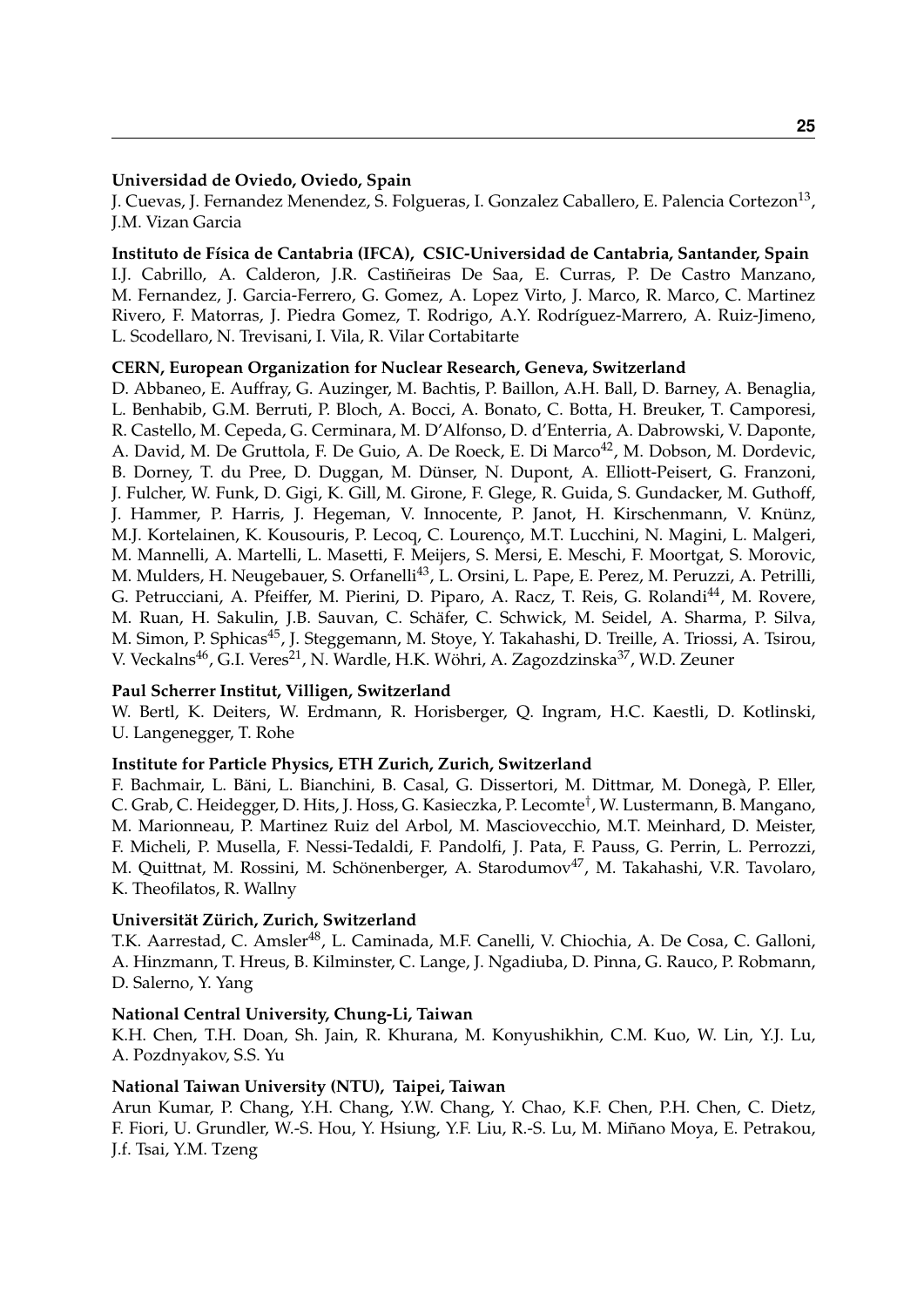**Universidad de Oviedo, Oviedo, Spain**
J. Cuevas, J. Fernandez Menendez, S. Folgueras, I. Gonzalez Caballero, E. Palencia Cortezon[13], J.M. Vizan Garcia

**Instituto de Física de Cantabria (IFCA), CSIC-Universidad de Cantabria, Santander, Spain**
I.J. Cabrillo, A. Calderon, J.R. Castiñeiras De Saa, E. Curras, P. De Castro Manzano, M. Fernandez, J. Garcia-Ferrero, G. Gomez, A. Lopez Virto, J. Marco, R. Marco, C. Martinez Rivero, F. Matorras, J. Piedra Gomez, T. Rodrigo, A.Y. Rodríguez-Marrero, A. Ruiz-Jimeno, L. Scodellaro, N. Trevisani, I. Vila, R. Vilar Cortabitarte

**CERN, European Organization for Nuclear Research, Geneva, Switzerland**
D. Abbaneo, E. Auffray, G. Auzinger, M. Bachtis, P. Baillon, A.H. Ball, D. Barney, A. Benaglia, L. Benhabib, G.M. Berruti, P. Bloch, A. Bocci, A. Bonato, C. Botta, H. Breuker, T. Camporesi, R. Castello, M. Cepeda, G. Cerminara, M. D'Alfonso, D. d'Enterria, A. Dabrowski, V. Daponte, A. David, M. De Gruttola, F. De Guio, A. De Roeck, E. Di Marco[42], M. Dobson, M. Dordevic, B. Dorney, T. du Pree, D. Duggan, M. Dünser, N. Dupont, A. Elliott-Peisert, G. Franzoni, J. Fulcher, W. Funk, D. Gigi, K. Gill, M. Girone, F. Glege, R. Guida, S. Gundacker, M. Guthoff, J. Hammer, P. Harris, J. Hegeman, V. Innocente, P. Janot, H. Kirschenmann, V. Knünz, M.J. Kortelainen, K. Kousouris, P. Lecoq, C. Lourenço, M.T. Lucchini, N. Magini, L. Malgeri, M. Mannelli, A. Martelli, L. Masetti, F. Meijers, S. Mersi, E. Meschi, F. Moortgat, S. Morovic, M. Mulders, H. Neugebauer, S. Orfanelli[43], L. Orsini, L. Pape, E. Perez, M. Peruzzi, A. Petrilli, G. Petrucciani, A. Pfeiffer, M. Pierini, D. Piparo, A. Racz, T. Reis, G. Rolandi[44], M. Rovere, M. Ruan, H. Sakulin, J.B. Sauvan, C. Schäfer, C. Schwick, M. Seidel, A. Sharma, P. Silva, M. Simon, P. Sphicas[45], J. Steggemann, M. Stoye, Y. Takahashi, D. Treille, A. Triossi, A. Tsirou, V. Veckalns[46], G.I. Veres[21], N. Wardle, H.K. Wöhri, A. Zagozdzinska[37], W.D. Zeuner

**Paul Scherrer Institut, Villigen, Switzerland**
W. Bertl, K. Deiters, W. Erdmann, R. Horisberger, Q. Ingram, H.C. Kaestli, D. Kotlinski, U. Langenegger, T. Rohe

**Institute for Particle Physics, ETH Zurich, Zurich, Switzerland**
F. Bachmair, L. Bäni, L. Bianchini, B. Casal, G. Dissertori, M. Dittmar, M. Donegà, P. Eller, C. Grab, C. Heidegger, D. Hits, J. Hoss, G. Kasieczka, P. Lecomte[†], W. Lustermann, B. Mangano, M. Marionneau, P. Martinez Ruiz del Arbol, M. Masciovecchio, M.T. Meinhard, D. Meister, F. Micheli, P. Musella, F. Nessi-Tedaldi, F. Pandolfi, J. Pata, F. Pauss, G. Perrin, L. Perrozzi, M. Quittnat, M. Rossini, M. Schönenberger, A. Starodumov[47], M. Takahashi, V.R. Tavolaro, K. Theofilatos, R. Wallny

**Universität Zürich, Zurich, Switzerland**
T.K. Aarrestad, C. Amsler[48], L. Caminada, M.F. Canelli, V. Chiochia, A. De Cosa, C. Galloni, A. Hinzmann, T. Hreus, B. Kilminster, C. Lange, J. Ngadiuba, D. Pinna, G. Rauco, P. Robmann, D. Salerno, Y. Yang

**National Central University, Chung-Li, Taiwan**
K.H. Chen, T.H. Doan, Sh. Jain, R. Khurana, M. Konyushikhin, C.M. Kuo, W. Lin, Y.J. Lu, A. Pozdnyakov, S.S. Yu

**National Taiwan University (NTU), Taipei, Taiwan**
Arun Kumar, P. Chang, Y.H. Chang, Y.W. Chang, Y. Chao, K.F. Chen, P.H. Chen, C. Dietz, F. Fiori, U. Grundler, W.-S. Hou, Y. Hsiung, Y.F. Liu, R.-S. Lu, M. Miñano Moya, E. Petrakou, J.f. Tsai, Y.M. Tzeng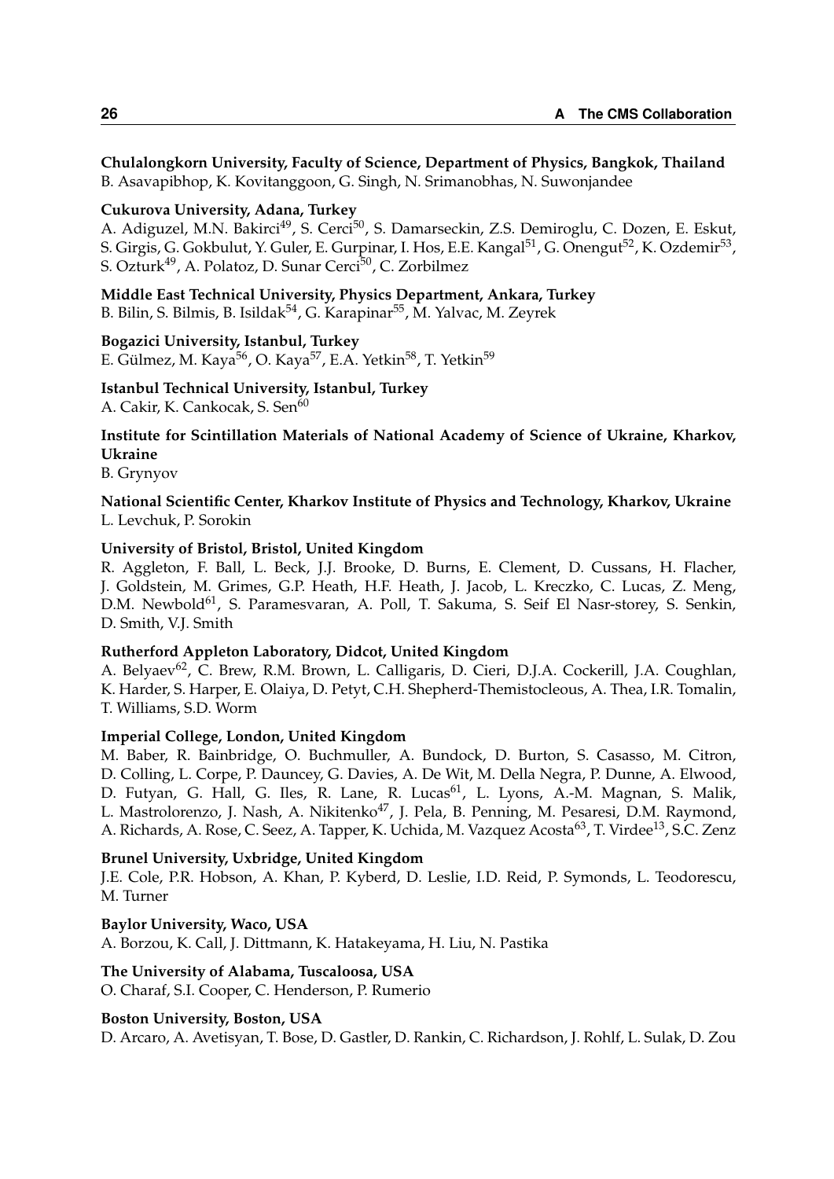**Chulalongkorn University, Faculty of Science, Department of Physics, Bangkok, Thailand**
B. Asavapibhop, K. Kovitanggoon, G. Singh, N. Srimanobhas, N. Suwonjandee

**Cukurova University, Adana, Turkey**
A. Adiguzel, M.N. Bakirci[49], S. Cerci[50], S. Damarseckin, Z.S. Demiroglu, C. Dozen, E. Eskut, S. Girgis, G. Gokbulut, Y. Guler, E. Gurpinar, I. Hos, E.E. Kangal[51], G. Onengut[52], K. Ozdemir[53], S. Ozturk[49], A. Polatoz, D. Sunar Cerci[50], C. Zorbilmez

**Middle East Technical University, Physics Department, Ankara, Turkey**
B. Bilin, S. Bilmis, B. Isildak[54], G. Karapinar[55], M. Yalvac, M. Zeyrek

**Bogazici University, Istanbul, Turkey**
E. Gülmez, M. Kaya[56], O. Kaya[57], E.A. Yetkin[58], T. Yetkin[59]

**Istanbul Technical University, Istanbul, Turkey**
A. Cakir, K. Cankocak, S. Sen[60]

**Institute for Scintillation Materials of National Academy of Science of Ukraine, Kharkov, Ukraine**
B. Grynyov

**National Scientific Center, Kharkov Institute of Physics and Technology, Kharkov, Ukraine**
L. Levchuk, P. Sorokin

**University of Bristol, Bristol, United Kingdom**
R. Aggleton, F. Ball, L. Beck, J.J. Brooke, D. Burns, E. Clement, D. Cussans, H. Flacher, J. Goldstein, M. Grimes, G.P. Heath, H.F. Heath, J. Jacob, L. Kreczko, C. Lucas, Z. Meng, D.M. Newbold[61], S. Paramesvaran, A. Poll, T. Sakuma, S. Seif El Nasr-storey, S. Senkin, D. Smith, V.J. Smith

**Rutherford Appleton Laboratory, Didcot, United Kingdom**
A. Belyaev[62], C. Brew, R.M. Brown, L. Calligaris, D. Cieri, D.J.A. Cockerill, J.A. Coughlan, K. Harder, S. Harper, E. Olaiya, D. Petyt, C.H. Shepherd-Themistocleous, A. Thea, I.R. Tomalin, T. Williams, S.D. Worm

**Imperial College, London, United Kingdom**
M. Baber, R. Bainbridge, O. Buchmuller, A. Bundock, D. Burton, S. Casasso, M. Citron, D. Colling, L. Corpe, P. Dauncey, G. Davies, A. De Wit, M. Della Negra, P. Dunne, A. Elwood, D. Futyan, G. Hall, G. Iles, R. Lane, R. Lucas[61], L. Lyons, A.-M. Magnan, S. Malik, L. Mastrolorenzo, J. Nash, A. Nikitenko[47], J. Pela, B. Penning, M. Pesaresi, D.M. Raymond, A. Richards, A. Rose, C. Seez, A. Tapper, K. Uchida, M. Vazquez Acosta[63], T. Virdee[13], S.C. Zenz

**Brunel University, Uxbridge, United Kingdom**
J.E. Cole, P.R. Hobson, A. Khan, P. Kyberd, D. Leslie, I.D. Reid, P. Symonds, L. Teodorescu, M. Turner

**Baylor University, Waco, USA**
A. Borzou, K. Call, J. Dittmann, K. Hatakeyama, H. Liu, N. Pastika

**The University of Alabama, Tuscaloosa, USA**
O. Charaf, S.I. Cooper, C. Henderson, P. Rumerio

**Boston University, Boston, USA**
D. Arcaro, A. Avetisyan, T. Bose, D. Gastler, D. Rankin, C. Richardson, J. Rohlf, L. Sulak, D. Zou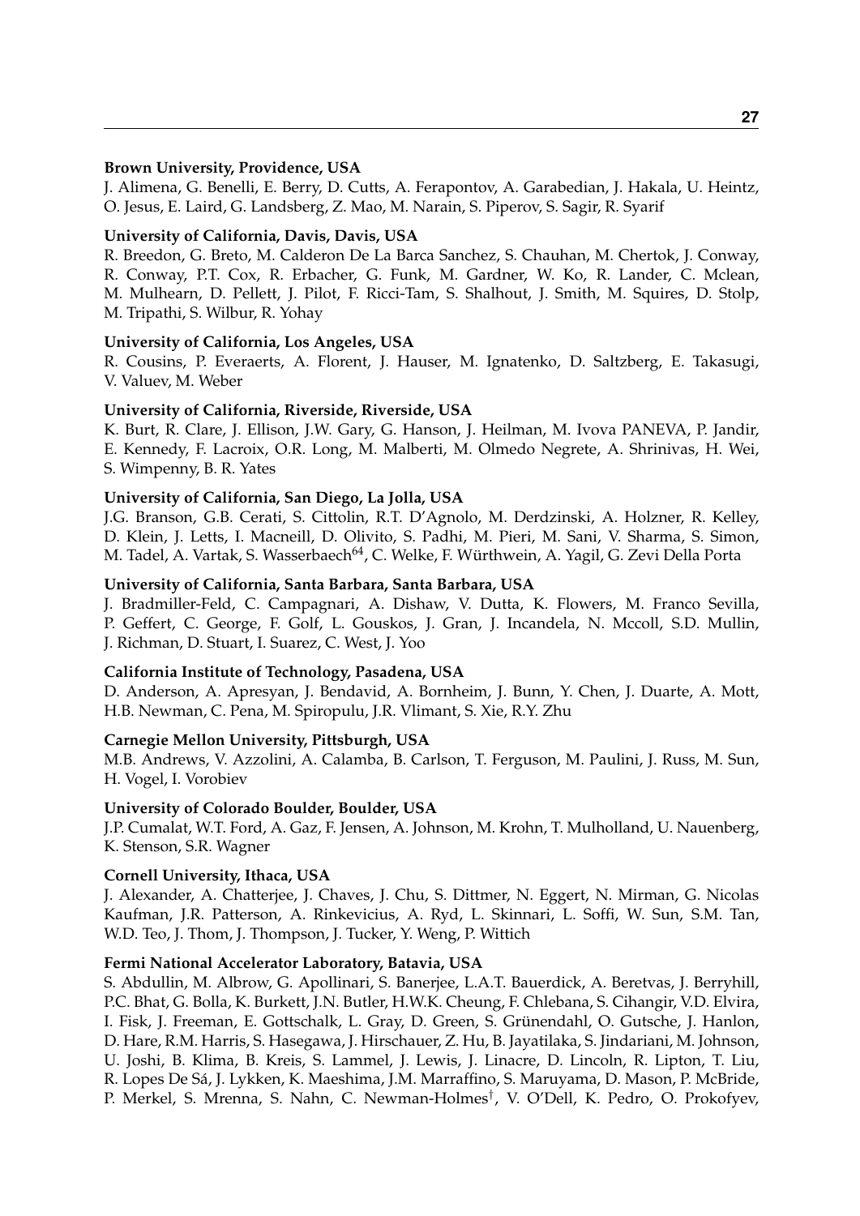**Brown University, Providence, USA**

J. Alimena, G. Benelli, E. Berry, D. Cutts, A. Ferapontov, A. Garabedian, J. Hakala, U. Heintz, O. Jesus, E. Laird, G. Landsberg, Z. Mao, M. Narain, S. Piperov, S. Sagir, R. Syarif

**University of California, Davis, Davis, USA**

R. Breedon, G. Breto, M. Calderon De La Barca Sanchez, S. Chauhan, M. Chertok, J. Conway, R. Conway, P.T. Cox, R. Erbacher, G. Funk, M. Gardner, W. Ko, R. Lander, C. Mclean, M. Mulhearn, D. Pellett, J. Pilot, F. Ricci-Tam, S. Shalhout, J. Smith, M. Squires, D. Stolp, M. Tripathi, S. Wilbur, R. Yohay

**University of California, Los Angeles, USA**

R. Cousins, P. Everaerts, A. Florent, J. Hauser, M. Ignatenko, D. Saltzberg, E. Takasugi, V. Valuev, M. Weber

**University of California, Riverside, Riverside, USA**

K. Burt, R. Clare, J. Ellison, J.W. Gary, G. Hanson, J. Heilman, M. Ivova PANEVA, P. Jandir, E. Kennedy, F. Lacroix, O.R. Long, M. Malberti, M. Olmedo Negrete, A. Shrinivas, H. Wei, S. Wimpenny, B. R. Yates

**University of California, San Diego, La Jolla, USA**

J.G. Branson, G.B. Cerati, S. Cittolin, R.T. D'Agnolo, M. Derdzinski, A. Holzner, R. Kelley, D. Klein, J. Letts, I. Macneill, D. Olivito, S. Padhi, M. Pieri, M. Sani, V. Sharma, S. Simon, M. Tadel, A. Vartak, S. Wasserbaech[64], C. Welke, F. Würthwein, A. Yagil, G. Zevi Della Porta

**University of California, Santa Barbara, Santa Barbara, USA**

J. Bradmiller-Feld, C. Campagnari, A. Dishaw, V. Dutta, K. Flowers, M. Franco Sevilla, P. Geffert, C. George, F. Golf, L. Gouskos, J. Gran, J. Incandela, N. Mccoll, S.D. Mullin, J. Richman, D. Stuart, I. Suarez, C. West, J. Yoo

**California Institute of Technology, Pasadena, USA**

D. Anderson, A. Apresyan, J. Bendavid, A. Bornheim, J. Bunn, Y. Chen, J. Duarte, A. Mott, H.B. Newman, C. Pena, M. Spiropulu, J.R. Vlimant, S. Xie, R.Y. Zhu

**Carnegie Mellon University, Pittsburgh, USA**

M.B. Andrews, V. Azzolini, A. Calamba, B. Carlson, T. Ferguson, M. Paulini, J. Russ, M. Sun, H. Vogel, I. Vorobiev

**University of Colorado Boulder, Boulder, USA**

J.P. Cumalat, W.T. Ford, A. Gaz, F. Jensen, A. Johnson, M. Krohn, T. Mulholland, U. Nauenberg, K. Stenson, S.R. Wagner

**Cornell University, Ithaca, USA**

J. Alexander, A. Chatterjee, J. Chaves, J. Chu, S. Dittmer, N. Eggert, N. Mirman, G. Nicolas Kaufman, J.R. Patterson, A. Rinkevicius, A. Ryd, L. Skinnari, L. Soffi, W. Sun, S.M. Tan, W.D. Teo, J. Thom, J. Thompson, J. Tucker, Y. Weng, P. Wittich

**Fermi National Accelerator Laboratory, Batavia, USA**

S. Abdullin, M. Albrow, G. Apollinari, S. Banerjee, L.A.T. Bauerdick, A. Beretvas, J. Berryhill, P.C. Bhat, G. Bolla, K. Burkett, J.N. Butler, H.W.K. Cheung, F. Chlebana, S. Cihangir, V.D. Elvira, I. Fisk, J. Freeman, E. Gottschalk, L. Gray, D. Green, S. Grünendahl, O. Gutsche, J. Hanlon, D. Hare, R.M. Harris, S. Hasegawa, J. Hirschauer, Z. Hu, B. Jayatilaka, S. Jindariani, M. Johnson, U. Joshi, B. Klima, B. Kreis, S. Lammel, J. Lewis, J. Linacre, D. Lincoln, R. Lipton, T. Liu, R. Lopes De Sá, J. Lykken, K. Maeshima, J.M. Marraffino, S. Maruyama, D. Mason, P. McBride, P. Merkel, S. Mrenna, S. Nahn, C. Newman-Holmes[†], V. O'Dell, K. Pedro, O. Prokofyev,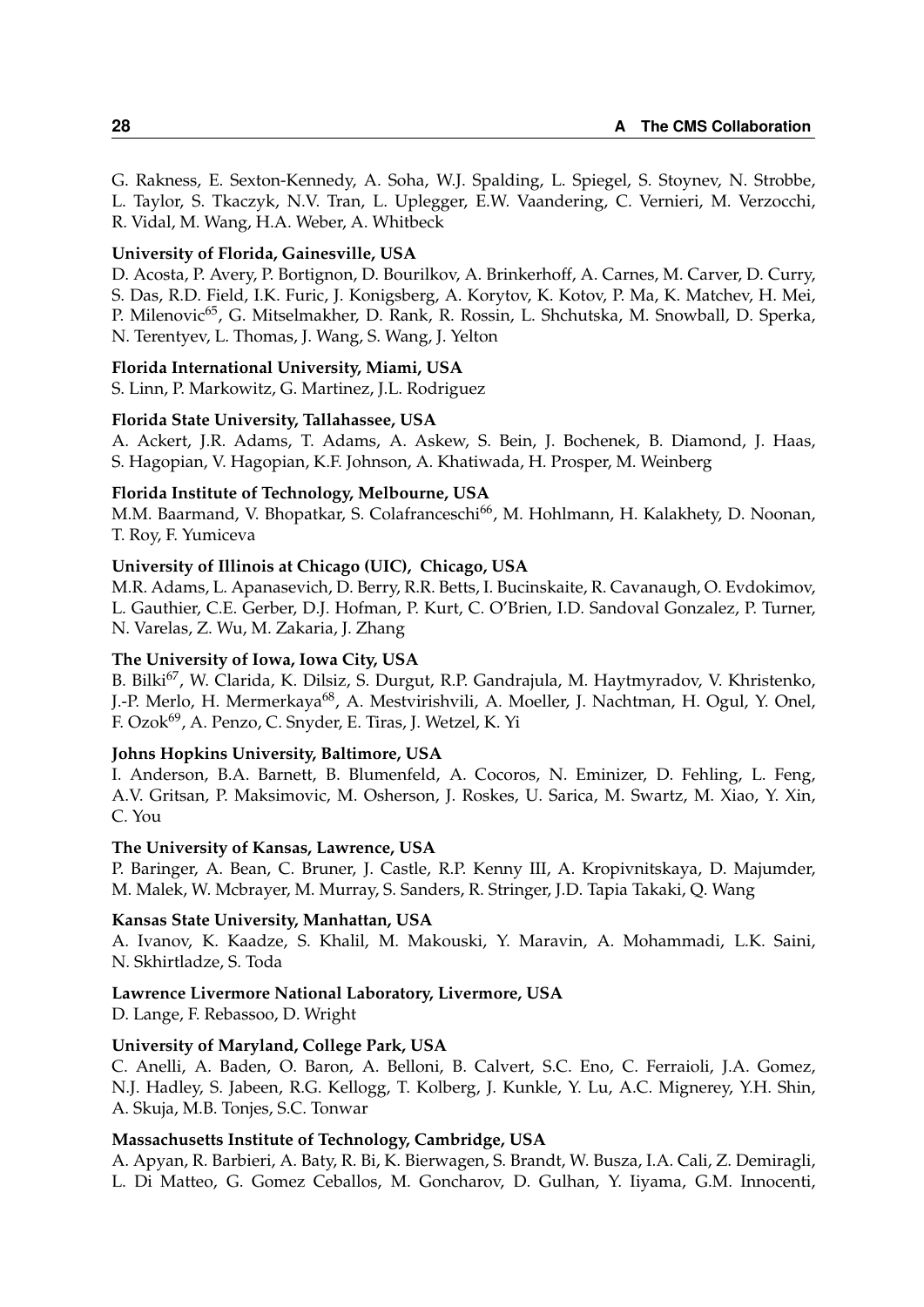G. Rakness, E. Sexton-Kennedy, A. Soha, W.J. Spalding, L. Spiegel, S. Stoynev, N. Strobbe, L. Taylor, S. Tkaczyk, N.V. Tran, L. Uplegger, E.W. Vaandering, C. Vernieri, M. Verzocchi, R. Vidal, M. Wang, H.A. Weber, A. Whitbeck

**University of Florida, Gainesville, USA**
D. Acosta, P. Avery, P. Bortignon, D. Bourilkov, A. Brinkerhoff, A. Carnes, M. Carver, D. Curry, S. Das, R.D. Field, I.K. Furic, J. Konigsberg, A. Korytov, K. Kotov, P. Ma, K. Matchev, H. Mei, P. Milenovic[65], G. Mitselmakher, D. Rank, R. Rossin, L. Shchutska, M. Snowball, D. Sperka, N. Terentyev, L. Thomas, J. Wang, S. Wang, J. Yelton

**Florida International University, Miami, USA**
S. Linn, P. Markowitz, G. Martinez, J.L. Rodriguez

**Florida State University, Tallahassee, USA**
A. Ackert, J.R. Adams, T. Adams, A. Askew, S. Bein, J. Bochenek, B. Diamond, J. Haas, S. Hagopian, V. Hagopian, K.F. Johnson, A. Khatiwada, H. Prosper, M. Weinberg

**Florida Institute of Technology, Melbourne, USA**
M.M. Baarmand, V. Bhopatkar, S. Colafranceschi[66], M. Hohlmann, H. Kalakhety, D. Noonan, T. Roy, F. Yumiceva

**University of Illinois at Chicago (UIC), Chicago, USA**
M.R. Adams, L. Apanasevich, D. Berry, R.R. Betts, I. Bucinskaite, R. Cavanaugh, O. Evdokimov, L. Gauthier, C.E. Gerber, D.J. Hofman, P. Kurt, C. O'Brien, I.D. Sandoval Gonzalez, P. Turner, N. Varelas, Z. Wu, M. Zakaria, J. Zhang

**The University of Iowa, Iowa City, USA**
B. Bilki[67], W. Clarida, K. Dilsiz, S. Durgut, R.P. Gandrajula, M. Haytmyradov, V. Khristenko, J.-P. Merlo, H. Mermerkaya[68], A. Mestvirishvili, A. Moeller, J. Nachtman, H. Ogul, Y. Onel, F. Ozok[69], A. Penzo, C. Snyder, E. Tiras, J. Wetzel, K. Yi

**Johns Hopkins University, Baltimore, USA**
I. Anderson, B.A. Barnett, B. Blumenfeld, A. Cocoros, N. Eminizer, D. Fehling, L. Feng, A.V. Gritsan, P. Maksimovic, M. Osherson, J. Roskes, U. Sarica, M. Swartz, M. Xiao, Y. Xin, C. You

**The University of Kansas, Lawrence, USA**
P. Baringer, A. Bean, C. Bruner, J. Castle, R.P. Kenny III, A. Kropivnitskaya, D. Majumder, M. Malek, W. Mcbrayer, M. Murray, S. Sanders, R. Stringer, J.D. Tapia Takaki, Q. Wang

**Kansas State University, Manhattan, USA**
A. Ivanov, K. Kaadze, S. Khalil, M. Makouski, Y. Maravin, A. Mohammadi, L.K. Saini, N. Skhirtladze, S. Toda

**Lawrence Livermore National Laboratory, Livermore, USA**
D. Lange, F. Rebassoo, D. Wright

**University of Maryland, College Park, USA**
C. Anelli, A. Baden, O. Baron, A. Belloni, B. Calvert, S.C. Eno, C. Ferraioli, J.A. Gomez, N.J. Hadley, S. Jabeen, R.G. Kellogg, T. Kolberg, J. Kunkle, Y. Lu, A.C. Mignerey, Y.H. Shin, A. Skuja, M.B. Tonjes, S.C. Tonwar

**Massachusetts Institute of Technology, Cambridge, USA**
A. Apyan, R. Barbieri, A. Baty, R. Bi, K. Bierwagen, S. Brandt, W. Busza, I.A. Cali, Z. Demiragli, L. Di Matteo, G. Gomez Ceballos, M. Goncharov, D. Gulhan, Y. Iiyama, G.M. Innocenti,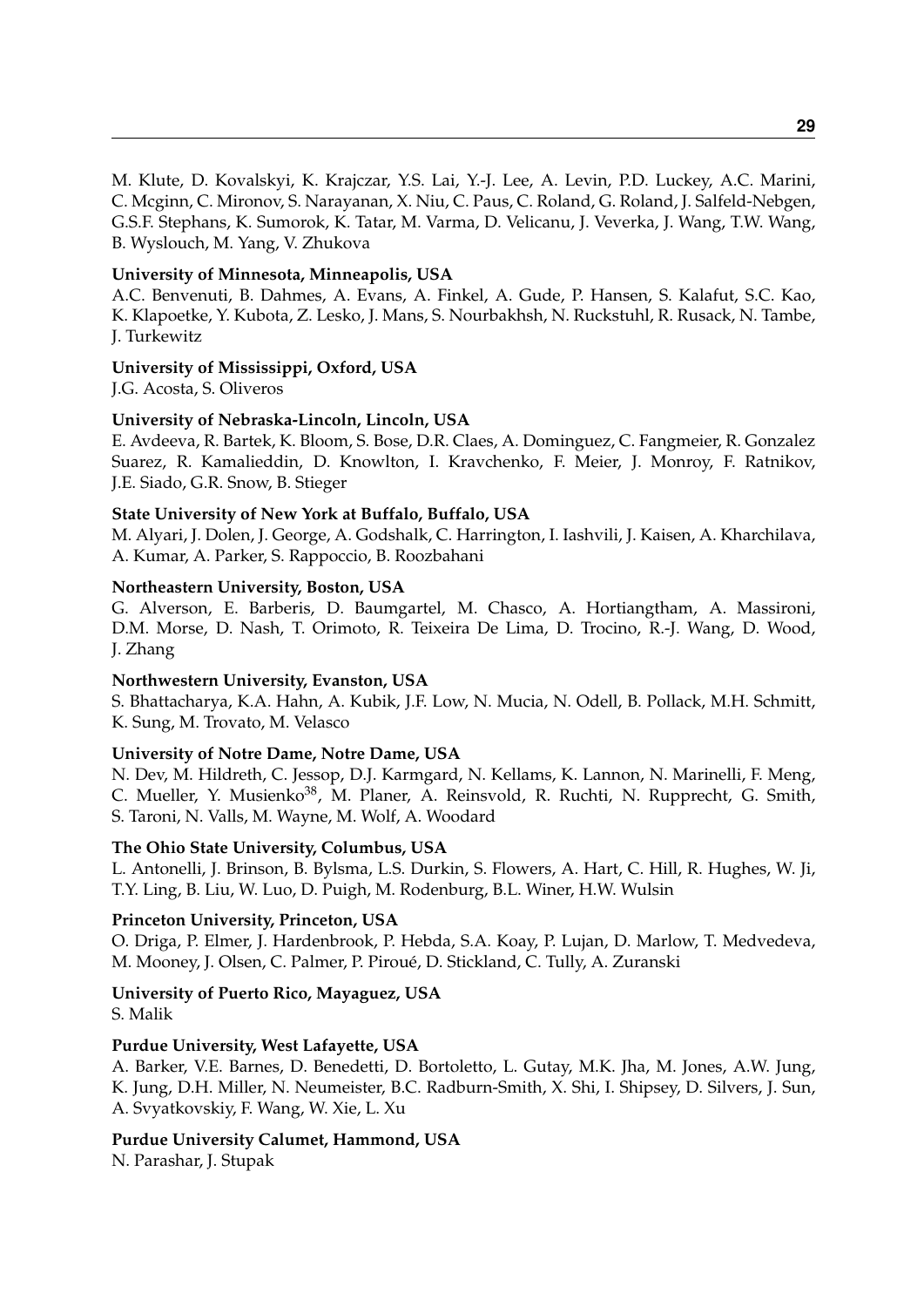M. Klute, D. Kovalskyi, K. Krajczar, Y.S. Lai, Y.-J. Lee, A. Levin, P.D. Luckey, A.C. Marini, C. Mcginn, C. Mironov, S. Narayanan, X. Niu, C. Paus, C. Roland, G. Roland, J. Salfeld-Nebgen, G.S.F. Stephans, K. Sumorok, K. Tatar, M. Varma, D. Velicanu, J. Veverka, J. Wang, T.W. Wang, B. Wyslouch, M. Yang, V. Zhukova

**University of Minnesota, Minneapolis, USA**
A.C. Benvenuti, B. Dahmes, A. Evans, A. Finkel, A. Gude, P. Hansen, S. Kalafut, S.C. Kao, K. Klapoetke, Y. Kubota, Z. Lesko, J. Mans, S. Nourbakhsh, N. Ruckstuhl, R. Rusack, N. Tambe, J. Turkewitz

**University of Mississippi, Oxford, USA**
J.G. Acosta, S. Oliveros

**University of Nebraska-Lincoln, Lincoln, USA**
E. Avdeeva, R. Bartek, K. Bloom, S. Bose, D.R. Claes, A. Dominguez, C. Fangmeier, R. Gonzalez Suarez, R. Kamalieddin, D. Knowlton, I. Kravchenko, F. Meier, J. Monroy, F. Ratnikov, J.E. Siado, G.R. Snow, B. Stieger

**State University of New York at Buffalo, Buffalo, USA**
M. Alyari, J. Dolen, J. George, A. Godshalk, C. Harrington, I. Iashvili, J. Kaisen, A. Kharchilava, A. Kumar, A. Parker, S. Rappoccio, B. Roozbahani

**Northeastern University, Boston, USA**
G. Alverson, E. Barberis, D. Baumgartel, M. Chasco, A. Hortiangtham, A. Massironi, D.M. Morse, D. Nash, T. Orimoto, R. Teixeira De Lima, D. Trocino, R.-J. Wang, D. Wood, J. Zhang

**Northwestern University, Evanston, USA**
S. Bhattacharya, K.A. Hahn, A. Kubik, J.F. Low, N. Mucia, N. Odell, B. Pollack, M.H. Schmitt, K. Sung, M. Trovato, M. Velasco

**University of Notre Dame, Notre Dame, USA**
N. Dev, M. Hildreth, C. Jessop, D.J. Karmgard, N. Kellams, K. Lannon, N. Marinelli, F. Meng, C. Mueller, Y. Musienko[38], M. Planer, A. Reinsvold, R. Ruchti, N. Rupprecht, G. Smith, S. Taroni, N. Valls, M. Wayne, M. Wolf, A. Woodard

**The Ohio State University, Columbus, USA**
L. Antonelli, J. Brinson, B. Bylsma, L.S. Durkin, S. Flowers, A. Hart, C. Hill, R. Hughes, W. Ji, T.Y. Ling, B. Liu, W. Luo, D. Puigh, M. Rodenburg, B.L. Winer, H.W. Wulsin

**Princeton University, Princeton, USA**
O. Driga, P. Elmer, J. Hardenbrook, P. Hebda, S.A. Koay, P. Lujan, D. Marlow, T. Medvedeva, M. Mooney, J. Olsen, C. Palmer, P. Piroué, D. Stickland, C. Tully, A. Zuranski

**University of Puerto Rico, Mayaguez, USA**
S. Malik

**Purdue University, West Lafayette, USA**
A. Barker, V.E. Barnes, D. Benedetti, D. Bortoletto, L. Gutay, M.K. Jha, M. Jones, A.W. Jung, K. Jung, D.H. Miller, N. Neumeister, B.C. Radburn-Smith, X. Shi, I. Shipsey, D. Silvers, J. Sun, A. Svyatkovskiy, F. Wang, W. Xie, L. Xu

**Purdue University Calumet, Hammond, USA**
N. Parashar, J. Stupak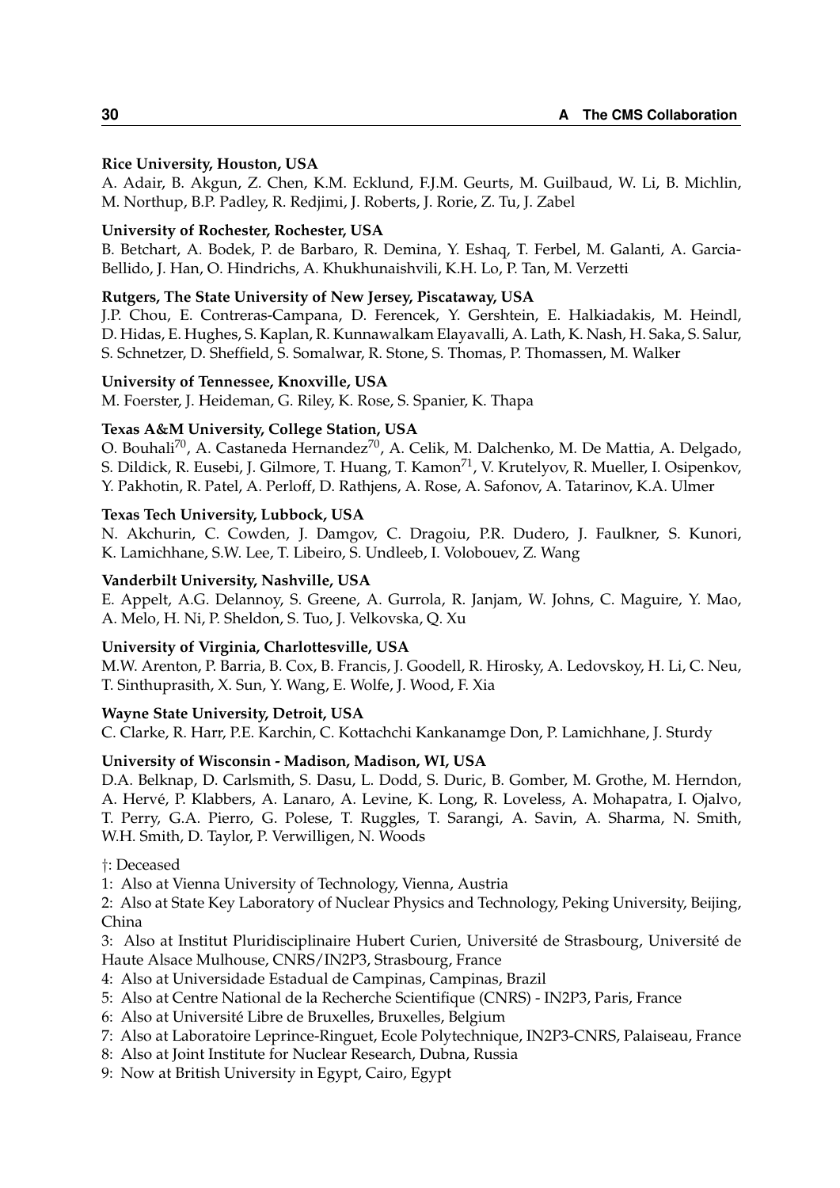**Rice University, Houston, USA**
A. Adair, B. Akgun, Z. Chen, K.M. Ecklund, F.J.M. Geurts, M. Guilbaud, W. Li, B. Michlin, M. Northup, B.P. Padley, R. Redjimi, J. Roberts, J. Rorie, Z. Tu, J. Zabel

**University of Rochester, Rochester, USA**
B. Betchart, A. Bodek, P. de Barbaro, R. Demina, Y. Eshaq, T. Ferbel, M. Galanti, A. Garcia-Bellido, J. Han, O. Hindrichs, A. Khukhunaishvili, K.H. Lo, P. Tan, M. Verzetti

**Rutgers, The State University of New Jersey, Piscataway, USA**
J.P. Chou, E. Contreras-Campana, D. Ferencek, Y. Gershtein, E. Halkiadakis, M. Heindl, D. Hidas, E. Hughes, S. Kaplan, R. Kunnawalkam Elayavalli, A. Lath, K. Nash, H. Saka, S. Salur, S. Schnetzer, D. Sheffield, S. Somalwar, R. Stone, S. Thomas, P. Thomassen, M. Walker

**University of Tennessee, Knoxville, USA**
M. Foerster, J. Heideman, G. Riley, K. Rose, S. Spanier, K. Thapa

**Texas A&M University, College Station, USA**
O. Bouhali[70], A. Castaneda Hernandez[70], A. Celik, M. Dalchenko, M. De Mattia, A. Delgado, S. Dildick, R. Eusebi, J. Gilmore, T. Huang, T. Kamon[71], V. Krutelyov, R. Mueller, I. Osipenkov, Y. Pakhotin, R. Patel, A. Perloff, D. Rathjens, A. Rose, A. Safonov, A. Tatarinov, K.A. Ulmer

**Texas Tech University, Lubbock, USA**
N. Akchurin, C. Cowden, J. Damgov, C. Dragoiu, P.R. Dudero, J. Faulkner, S. Kunori, K. Lamichhane, S.W. Lee, T. Libeiro, S. Undleeb, I. Volobouev, Z. Wang

**Vanderbilt University, Nashville, USA**
E. Appelt, A.G. Delannoy, S. Greene, A. Gurrola, R. Janjam, W. Johns, C. Maguire, Y. Mao, A. Melo, H. Ni, P. Sheldon, S. Tuo, J. Velkovska, Q. Xu

**University of Virginia, Charlottesville, USA**
M.W. Arenton, P. Barria, B. Cox, B. Francis, J. Goodell, R. Hirosky, A. Ledovskoy, H. Li, C. Neu, T. Sinthuprasith, X. Sun, Y. Wang, E. Wolfe, J. Wood, F. Xia

**Wayne State University, Detroit, USA**
C. Clarke, R. Harr, P.E. Karchin, C. Kottachchi Kankanamge Don, P. Lamichhane, J. Sturdy

**University of Wisconsin - Madison, Madison, WI, USA**
D.A. Belknap, D. Carlsmith, S. Dasu, L. Dodd, S. Duric, B. Gomber, M. Grothe, M. Herndon, A. Hervé, P. Klabbers, A. Lanaro, A. Levine, K. Long, R. Loveless, A. Mohapatra, I. Ojalvo, T. Perry, G.A. Pierro, G. Polese, T. Ruggles, T. Sarangi, A. Savin, A. Sharma, N. Smith, W.H. Smith, D. Taylor, P. Verwilligen, N. Woods

†: Deceased
1: Also at Vienna University of Technology, Vienna, Austria
2: Also at State Key Laboratory of Nuclear Physics and Technology, Peking University, Beijing, China
3: Also at Institut Pluridisciplinaire Hubert Curien, Université de Strasbourg, Université de Haute Alsace Mulhouse, CNRS/IN2P3, Strasbourg, France
4: Also at Universidade Estadual de Campinas, Campinas, Brazil
5: Also at Centre National de la Recherche Scientifique (CNRS) - IN2P3, Paris, France
6: Also at Université Libre de Bruxelles, Bruxelles, Belgium
7: Also at Laboratoire Leprince-Ringuet, Ecole Polytechnique, IN2P3-CNRS, Palaiseau, France
8: Also at Joint Institute for Nuclear Research, Dubna, Russia
9: Now at British University in Egypt, Cairo, Egypt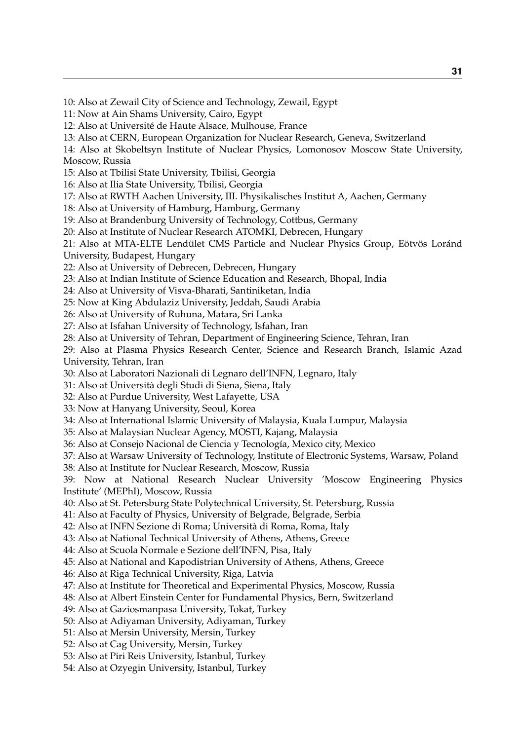10: Also at Zewail City of Science and Technology, Zewail, Egypt  
11: Now at Ain Shams University, Cairo, Egypt  
12: Also at Université de Haute Alsace, Mulhouse, France  
13: Also at CERN, European Organization for Nuclear Research, Geneva, Switzerland  
14: Also at Skobeltsyn Institute of Nuclear Physics, Lomonosov Moscow State University, Moscow, Russia  
15: Also at Tbilisi State University, Tbilisi, Georgia  
16: Also at Ilia State University, Tbilisi, Georgia  
17: Also at RWTH Aachen University, III. Physikalisches Institut A, Aachen, Germany  
18: Also at University of Hamburg, Hamburg, Germany  
19: Also at Brandenburg University of Technology, Cottbus, Germany  
20: Also at Institute of Nuclear Research ATOMKI, Debrecen, Hungary  
21: Also at MTA-ELTE Lendület CMS Particle and Nuclear Physics Group, Eötvös Loránd University, Budapest, Hungary  
22: Also at University of Debrecen, Debrecen, Hungary  
23: Also at Indian Institute of Science Education and Research, Bhopal, India  
24: Also at University of Visva-Bharati, Santiniketan, India  
25: Now at King Abdulaziz University, Jeddah, Saudi Arabia  
26: Also at University of Ruhuna, Matara, Sri Lanka  
27: Also at Isfahan University of Technology, Isfahan, Iran  
28: Also at University of Tehran, Department of Engineering Science, Tehran, Iran  
29: Also at Plasma Physics Research Center, Science and Research Branch, Islamic Azad University, Tehran, Iran  
30: Also at Laboratori Nazionali di Legnaro dell'INFN, Legnaro, Italy  
31: Also at Università degli Studi di Siena, Siena, Italy  
32: Also at Purdue University, West Lafayette, USA  
33: Now at Hanyang University, Seoul, Korea  
34: Also at International Islamic University of Malaysia, Kuala Lumpur, Malaysia  
35: Also at Malaysian Nuclear Agency, MOSTI, Kajang, Malaysia  
36: Also at Consejo Nacional de Ciencia y Tecnología, Mexico city, Mexico  
37: Also at Warsaw University of Technology, Institute of Electronic Systems, Warsaw, Poland  
38: Also at Institute for Nuclear Research, Moscow, Russia  
39: Now at National Research Nuclear University 'Moscow Engineering Physics Institute' (MEPhI), Moscow, Russia  
40: Also at St. Petersburg State Polytechnical University, St. Petersburg, Russia  
41: Also at Faculty of Physics, University of Belgrade, Belgrade, Serbia  
42: Also at INFN Sezione di Roma; Università di Roma, Roma, Italy  
43: Also at National Technical University of Athens, Athens, Greece  
44: Also at Scuola Normale e Sezione dell'INFN, Pisa, Italy  
45: Also at National and Kapodistrian University of Athens, Athens, Greece  
46: Also at Riga Technical University, Riga, Latvia  
47: Also at Institute for Theoretical and Experimental Physics, Moscow, Russia  
48: Also at Albert Einstein Center for Fundamental Physics, Bern, Switzerland  
49: Also at Gaziosmanpasa University, Tokat, Turkey  
50: Also at Adiyaman University, Adiyaman, Turkey  
51: Also at Mersin University, Mersin, Turkey  
52: Also at Cag University, Mersin, Turkey  
53: Also at Piri Reis University, Istanbul, Turkey  
54: Also at Ozyegin University, Istanbul, Turkey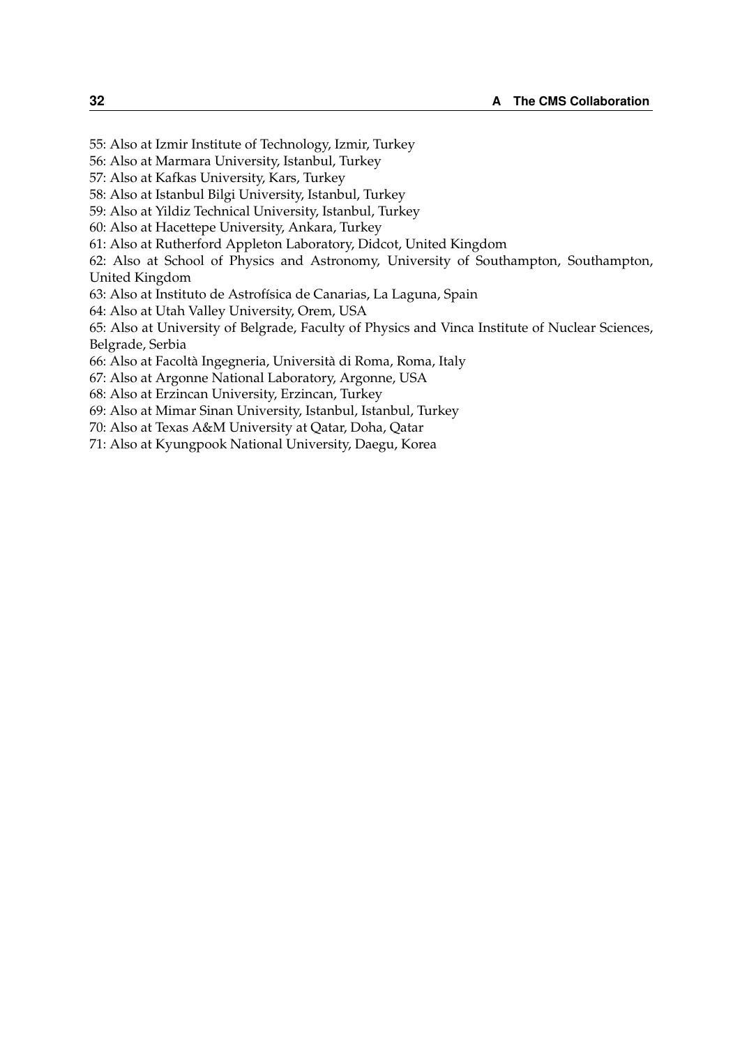55: Also at Izmir Institute of Technology, Izmir, Turkey
56: Also at Marmara University, Istanbul, Turkey
57: Also at Kafkas University, Kars, Turkey
58: Also at Istanbul Bilgi University, Istanbul, Turkey
59: Also at Yildiz Technical University, Istanbul, Turkey
60: Also at Hacettepe University, Ankara, Turkey
61: Also at Rutherford Appleton Laboratory, Didcot, United Kingdom
62: Also at School of Physics and Astronomy, University of Southampton, Southampton, United Kingdom
63: Also at Instituto de Astrofísica de Canarias, La Laguna, Spain
64: Also at Utah Valley University, Orem, USA
65: Also at University of Belgrade, Faculty of Physics and Vinca Institute of Nuclear Sciences, Belgrade, Serbia
66: Also at Facoltà Ingegneria, Università di Roma, Roma, Italy
67: Also at Argonne National Laboratory, Argonne, USA
68: Also at Erzincan University, Erzincan, Turkey
69: Also at Mimar Sinan University, Istanbul, Istanbul, Turkey
70: Also at Texas A&M University at Qatar, Doha, Qatar
71: Also at Kyungpook National University, Daegu, Korea